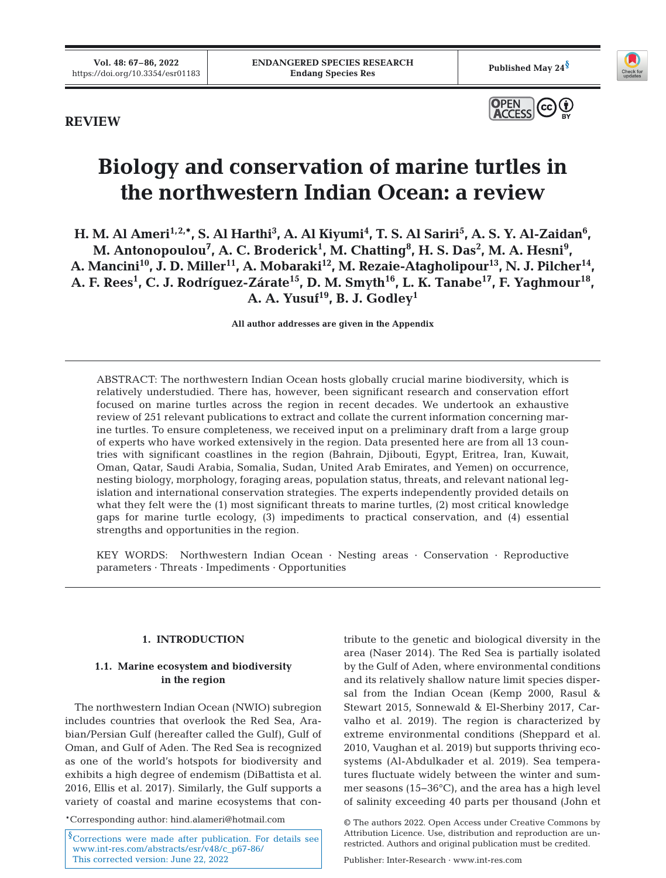REVIEW

# Biology and conservation of marine turtles in the northwestern Indian Ocean: a review

**H. M. Al Ameri[1,2,*], S. Al Harthi[3], A. Al Kiyumi[4], T. S. Al Sariri[5], A. S. Y. Al-Zaidan[6], M. Antonopoulou[7], A. C. Broderick[1], M. Chatting[8], H. S. Das[2], M. A. Hesni[9], A. Mancini[10], J. D. Miller[11], A. Mobaraki[12], M. Rezaie-Atagholipour[13], N. J. Pilcher[14], A. F. Rees[1], C. J. Rodríguez-Zárate[15], D. M. Smyth[16], L. K. Tanabe[17], F. Yaghmour[18], A. A. Yusuf[19], B. J. Godley[1]**

All author addresses are given in the Appendix

ABSTRACT: The northwestern Indian Ocean hosts globally crucial marine biodiversity, which is relatively understudied. There has, however, been significant research and conservation effort focused on marine turtles across the region in recent decades. We undertook an exhaustive review of 251 relevant publications to extract and collate the current information concerning marine turtles. To ensure completeness, we received input on a preliminary draft from a large group of experts who have worked extensively in the region. Data presented here are from all 13 countries with significant coastlines in the region (Bahrain, Djibouti, Egypt, Eritrea, Iran, Kuwait, Oman, Qatar, Saudi Arabia, Somalia, Sudan, United Arab Emirates, and Yemen) on occurrence, nesting biology, morphology, foraging areas, population status, threats, and relevant national legislation and international conservation strategies. The experts independently provided details on what they felt were the (1) most significant threats to marine turtles, (2) most critical knowledge gaps for marine turtle ecology, (3) impediments to practical conservation, and (4) essential strengths and opportunities in the region.

KEY WORDS: Northwestern Indian Ocean · Nesting areas · Conservation · Reproductive parameters · Threats · Impediments · Opportunities

## 1. INTRODUCTION

### 1.1. Marine ecosystem and biodiversity in the region

The northwestern Indian Ocean (NWIO) subregion includes countries that overlook the Red Sea, Arabian/Persian Gulf (hereafter called the Gulf), Gulf of Oman, and Gulf of Aden. The Red Sea is recognized as one of the world's hotspots for biodiversity and exhibits a high degree of endemism (DiBattista et al. 2016, Ellis et al. 2017). Similarly, the Gulf supports a variety of coastal and marine ecosystems that contribute to the genetic and biological diversity in the area (Naser 2014). The Red Sea is partially isolated by the Gulf of Aden, where environmental conditions and its relatively shallow nature limit species dispersal from the Indian Ocean (Kemp 2000, Rasul & Stewart 2015, Sonnewald & El-Sherbiny 2017, Carvalho et al. 2019). The region is characterized by extreme environmental conditions (Sheppard et al. 2010, Vaughan et al. 2019) but supports thriving ecosystems (Al-Abdulkader et al. 2019). Sea temperatures fluctuate widely between the winter and summer seasons (15–36°C), and the area has a high level of salinity exceeding 40 parts per thousand (John et

*Corresponding author: hind.alameri@hotmail.com

§Corrections were made after publication. For details see www.int-res.com/abstracts/esr/v48/c_p67-86/
This corrected version: June 22, 2022

© The authors 2022. Open Access under Creative Commons by Attribution Licence. Use, distribution and reproduction are unrestricted. Authors and original publication must be credited.

Publisher: Inter-Research · www.int-res.com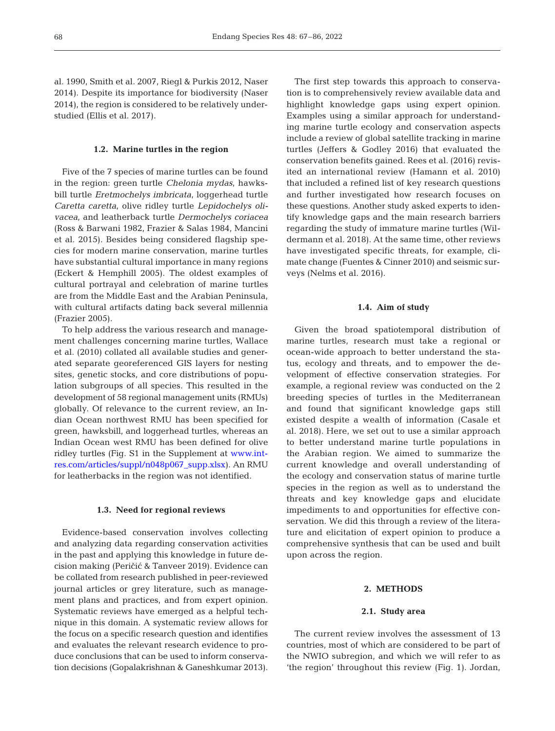al. 1990, Smith et al. 2007, Riegl & Purkis 2012, Naser 2014). Despite its importance for biodiversity (Naser 2014), the region is considered to be relatively understudied (Ellis et al. 2017).

### 1.2. Marine turtles in the region

Five of the 7 species of marine turtles can be found in the region: green turtle *Chelonia mydas*, hawksbill turtle *Eretmochelys imbricata*, loggerhead turtle *Caretta caretta*, olive ridley turtle *Lepidochelys olivacea*, and leatherback turtle *Dermochelys coriacea* (Ross & Barwani 1982, Frazier & Salas 1984, Mancini et al. 2015). Besides being considered flagship species for modern marine conservation, marine turtles have substantial cultural importance in many regions (Eckert & Hemphill 2005). The oldest examples of cultural portrayal and celebration of marine turtles are from the Middle East and the Arabian Peninsula, with cultural artifacts dating back several millennia (Frazier 2005).

To help address the various research and management challenges concerning marine turtles, Wallace et al. (2010) collated all available studies and generated separate georeferenced GIS layers for nesting sites, genetic stocks, and core distributions of population subgroups of all species. This resulted in the development of 58 regional management units (RMUs) globally. Of relevance to the current review, an Indian Ocean northwest RMU has been specified for green, hawksbill, and loggerhead turtles, whereas an Indian Ocean west RMU has been defined for olive ridley turtles (Fig. S1 in the Supplement at www.int-res.com/articles/suppl/n048p067_supp.xlsx). An RMU for leatherbacks in the region was not identified.

### 1.3. Need for regional reviews

Evidence-based conservation involves collecting and analyzing data regarding conservation activities in the past and applying this knowledge in future decision making (Peričić & Tanveer 2019). Evidence can be collated from research published in peer-reviewed journal articles or grey literature, such as management plans and practices, and from expert opinion. Systematic reviews have emerged as a helpful technique in this domain. A systematic review allows for the focus on a specific research question and identifies and evaluates the relevant research evidence to produce conclusions that can be used to inform conservation decisions (Gopalakrishnan & Ganeshkumar 2013).

The first step towards this approach to conservation is to comprehensively review available data and highlight knowledge gaps using expert opinion. Examples using a similar approach for understanding marine turtle ecology and conservation aspects include a review of global satellite tracking in marine turtles (Jeffers & Godley 2016) that evaluated the conservation benefits gained. Rees et al. (2016) revisited an international review (Hamann et al. 2010) that included a refined list of key research questions and further investigated how research focuses on these questions. Another study asked experts to identify knowledge gaps and the main research barriers regarding the study of immature marine turtles (Wildermann et al. 2018). At the same time, other reviews have investigated specific threats, for example, climate change (Fuentes & Cinner 2010) and seismic surveys (Nelms et al. 2016).

### 1.4. Aim of study

Given the broad spatiotemporal distribution of marine turtles, research must take a regional or ocean-wide approach to better understand the status, ecology and threats, and to empower the development of effective conservation strategies. For example, a regional review was conducted on the 2 breeding species of turtles in the Mediterranean and found that significant knowledge gaps still existed despite a wealth of information (Casale et al. 2018). Here, we set out to use a similar approach to better understand marine turtle populations in the Arabian region. We aimed to summarize the current knowledge and overall understanding of the ecology and conservation status of marine turtle species in the region as well as to understand the threats and key knowledge gaps and elucidate impediments to and opportunities for effective conservation. We did this through a review of the literature and elicitation of expert opinion to produce a comprehensive synthesis that can be used and built upon across the region.

## 2. METHODS

### 2.1. Study area

The current review involves the assessment of 13 countries, most of which are considered to be part of the NWIO subregion, and which we will refer to as 'the region' throughout this review (Fig. 1). Jordan,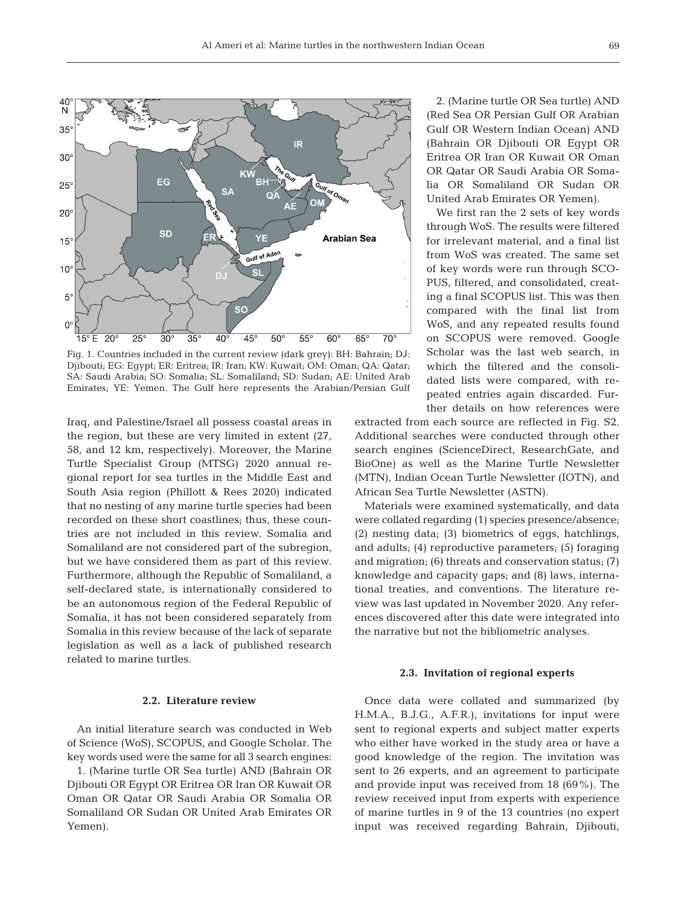Fig. 1. Countries included in the current review (dark grey): BH: Bahrain; DJ: Djibouti; EG: Egypt; ER: Eritrea; IR: Iran; KW: Kuwait; OM: Oman; QA: Qatar; SA: Saudi Arabia; SO: Somalia; SL: Somaliland; SD: Sudan; AE: United Arab Emirates; YE: Yemen. The Gulf here represents the Arabian/Persian Gulf

Iraq, and Palestine/Israel all possess coastal areas in the region, but these are very limited in extent (27, 58, and 12 km, respectively). Moreover, the Marine Turtle Specialist Group (MTSG) 2020 annual regional report for sea turtles in the Middle East and South Asia region (Phillott & Rees 2020) indicated that no nesting of any marine turtle species had been recorded on these short coastlines; thus, these countries are not included in this review. Somalia and Somaliland are not considered part of the subregion, but we have considered them as part of this review. Furthermore, although the Republic of Somaliland, a self-declared state, is internationally considered to be an autonomous region of the Federal Republic of Somalia, it has not been considered separately from Somalia in this review because of the lack of separate legislation as well as a lack of published research related to marine turtles.

### 2.2. Literature review

An initial literature search was conducted in Web of Science (WoS), SCOPUS, and Google Scholar. The key words used were the same for all 3 search engines:

1. (Marine turtle OR Sea turtle) AND (Bahrain OR Djibouti OR Egypt OR Eritrea OR Iran OR Kuwait OR Oman OR Qatar OR Saudi Arabia OR Somalia OR Somaliland OR Sudan OR United Arab Emirates OR Yemen).

2. (Marine turtle OR Sea turtle) AND (Red Sea OR Persian Gulf OR Arabian Gulf OR Western Indian Ocean) AND (Bahrain OR Djibouti OR Egypt OR Eritrea OR Iran OR Kuwait OR Oman OR Qatar OR Saudi Arabia OR Somalia OR Somaliland OR Sudan OR United Arab Emirates OR Yemen).

We first ran the 2 sets of key words through WoS. The results were filtered for irrelevant material, and a final list from WoS was created. The same set of key words were run through SCOPUS, filtered, and consolidated, creating a final SCOPUS list. This was then compared with the final list from WoS, and any repeated results found on SCOPUS were removed. Google Scholar was the last web search, in which the filtered and the consolidated lists were compared, with repeated entries again discarded. Further details on how references were extracted from each source are reflected in Fig. S2. Additional searches were conducted through other search engines (ScienceDirect, ResearchGate, and BioOne) as well as the Marine Turtle Newsletter (MTN), Indian Ocean Turtle Newsletter (IOTN), and African Sea Turtle Newsletter (ASTN).

Materials were examined systematically, and data were collated regarding (1) species presence/absence; (2) nesting data; (3) biometrics of eggs, hatchlings, and adults; (4) reproductive parameters; (5) foraging and migration; (6) threats and conservation status; (7) knowledge and capacity gaps; and (8) laws, international treaties, and conventions. The literature review was last updated in November 2020. Any references discovered after this date were integrated into the narrative but not the bibliometric analyses.

### 2.3. Invitation of regional experts

Once data were collated and summarized (by H.M.A., B.J.G., A.F.R.), invitations for input were sent to regional experts and subject matter experts who either have worked in the study area or have a good knowledge of the region. The invitation was sent to 26 experts, and an agreement to participate and provide input was received from 18 (69%). The review received input from experts with experience of marine turtles in 9 of the 13 countries (no expert input was received regarding Bahrain, Djibouti,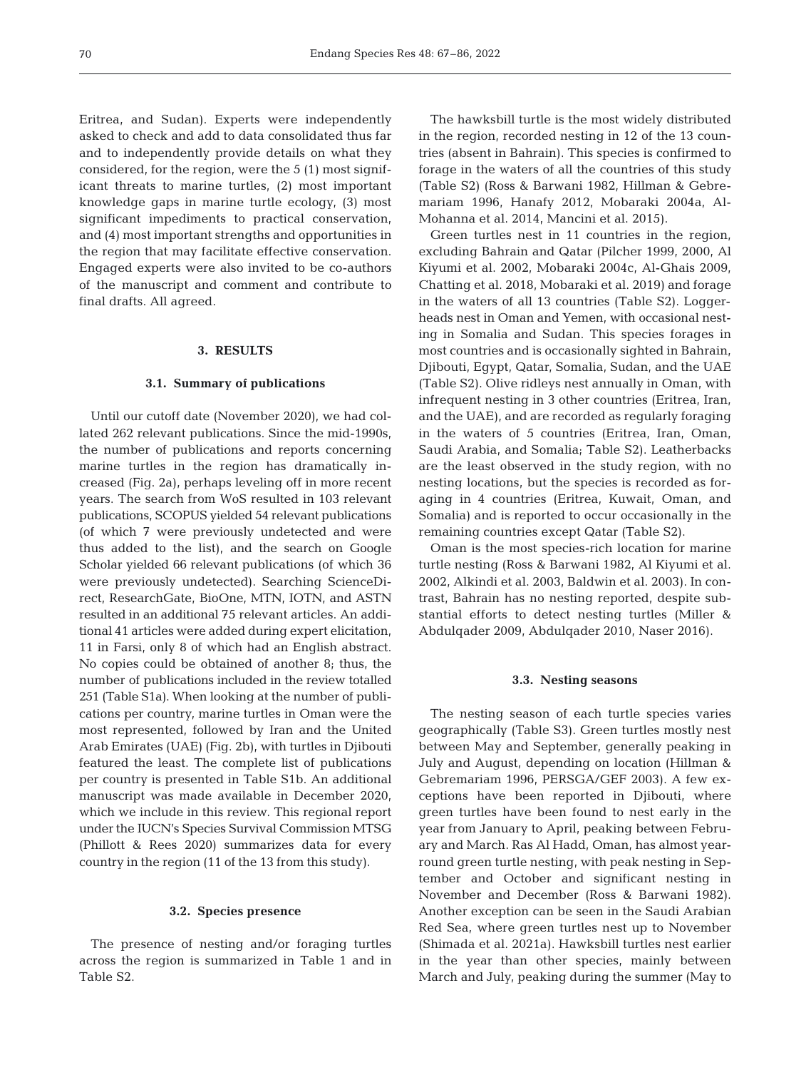Eritrea, and Sudan). Experts were independently asked to check and add to data consolidated thus far and to independently provide details on what they considered, for the region, were the 5 (1) most significant threats to marine turtles, (2) most important knowledge gaps in marine turtle ecology, (3) most significant impediments to practical conservation, and (4) most important strengths and opportunities in the region that may facilitate effective conservation. Engaged experts were also invited to be co-authors of the manuscript and comment and contribute to final drafts. All agreed.

## 3. RESULTS

### 3.1. Summary of publications

Until our cutoff date (November 2020), we had collated 262 relevant publications. Since the mid-1990s, the number of publications and reports concerning marine turtles in the region has dramatically increased (Fig. 2a), perhaps leveling off in more recent years. The search from WoS resulted in 103 relevant publications, SCOPUS yielded 54 relevant publications (of which 7 were previously undetected and were thus added to the list), and the search on Google Scholar yielded 66 relevant publications (of which 36 were previously undetected). Searching ScienceDirect, ResearchGate, BioOne, MTN, IOTN, and ASTN resulted in an additional 75 relevant articles. An additional 41 articles were added during expert elicitation, 11 in Farsi, only 8 of which had an English abstract. No copies could be obtained of another 8; thus, the number of publications included in the review totalled 251 (Table S1a). When looking at the number of publications per country, marine turtles in Oman were the most represented, followed by Iran and the United Arab Emirates (UAE) (Fig. 2b), with turtles in Djibouti featured the least. The complete list of publications per country is presented in Table S1b. An additional manuscript was made available in December 2020, which we include in this review. This regional report under the IUCN's Species Survival Commission MTSG (Phillott & Rees 2020) summarizes data for every country in the region (11 of the 13 from this study).

### 3.2. Species presence

The presence of nesting and/or foraging turtles across the region is summarized in Table 1 and in Table S2.

The hawksbill turtle is the most widely distributed in the region, recorded nesting in 12 of the 13 countries (absent in Bahrain). This species is confirmed to forage in the waters of all the countries of this study (Table S2) (Ross & Barwani 1982, Hillman & Gebremariam 1996, Hanafy 2012, Mobaraki 2004a, Al-Mohanna et al. 2014, Mancini et al. 2015).

Green turtles nest in 11 countries in the region, excluding Bahrain and Qatar (Pilcher 1999, 2000, Al Kiyumi et al. 2002, Mobaraki 2004c, Al-Ghais 2009, Chatting et al. 2018, Mobaraki et al. 2019) and forage in the waters of all 13 countries (Table S2). Loggerheads nest in Oman and Yemen, with occasional nesting in Somalia and Sudan. This species forages in most countries and is occasionally sighted in Bahrain, Djibouti, Egypt, Qatar, Somalia, Sudan, and the UAE (Table S2). Olive ridleys nest annually in Oman, with infrequent nesting in 3 other countries (Eritrea, Iran, and the UAE), and are recorded as regularly foraging in the waters of 5 countries (Eritrea, Iran, Oman, Saudi Arabia, and Somalia; Table S2). Leatherbacks are the least observed in the study region, with no nesting locations, but the species is recorded as foraging in 4 countries (Eritrea, Kuwait, Oman, and Somalia) and is reported to occur occasionally in the remaining countries except Qatar (Table S2).

Oman is the most species-rich location for marine turtle nesting (Ross & Barwani 1982, Al Kiyumi et al. 2002, Alkindi et al. 2003, Baldwin et al. 2003). In contrast, Bahrain has no nesting reported, despite substantial efforts to detect nesting turtles (Miller & Abdulqader 2009, Abdulqader 2010, Naser 2016).

### 3.3. Nesting seasons

The nesting season of each turtle species varies geographically (Table S3). Green turtles mostly nest between May and September, generally peaking in July and August, depending on location (Hillman & Gebremariam 1996, PERSGA/GEF 2003). A few exceptions have been reported in Djibouti, where green turtles have been found to nest early in the year from January to April, peaking between February and March. Ras Al Hadd, Oman, has almost year-round green turtle nesting, with peak nesting in September and October and significant nesting in November and December (Ross & Barwani 1982). Another exception can be seen in the Saudi Arabian Red Sea, where green turtles nest up to November (Shimada et al. 2021a). Hawksbill turtles nest earlier in the year than other species, mainly between March and July, peaking during the summer (May to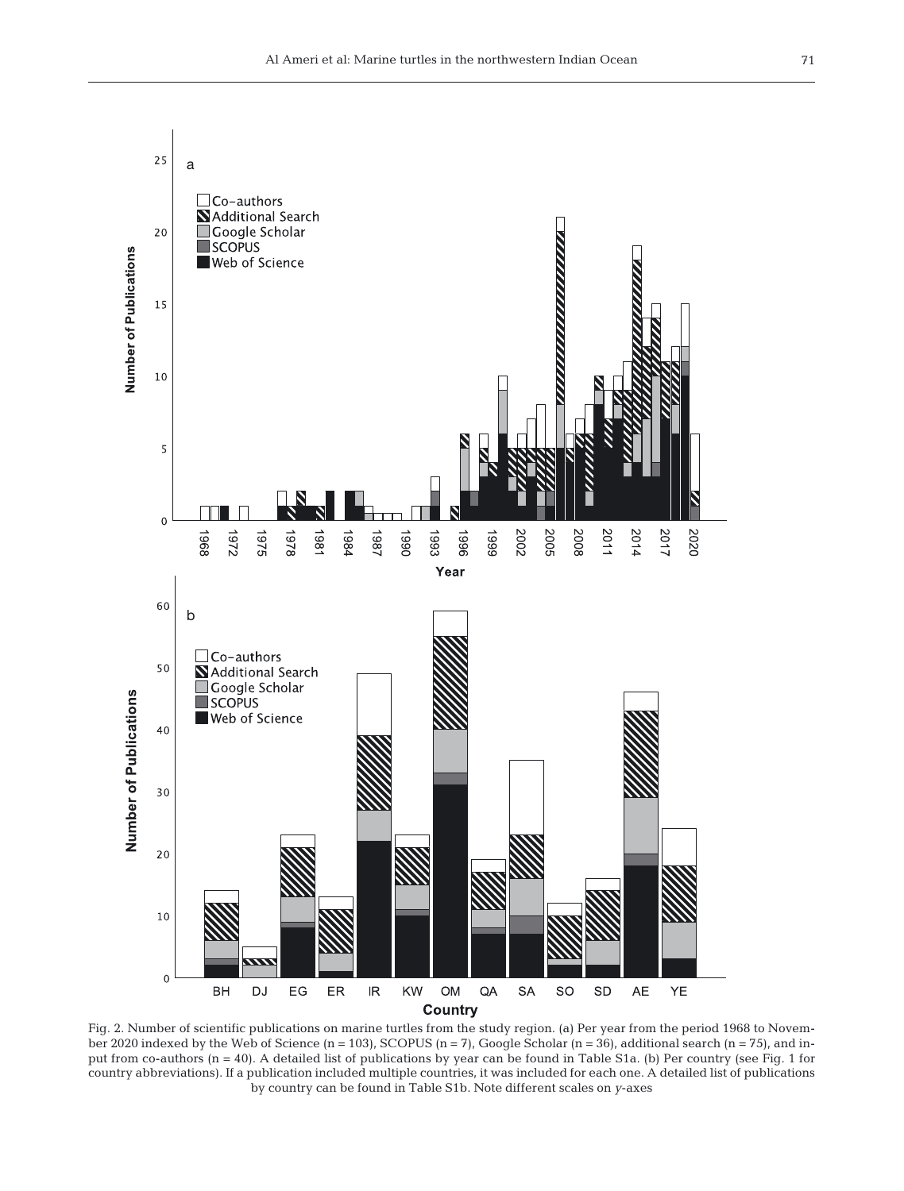Fig. 2. Number of scientific publications on marine turtles from the study region. (a) Per year from the period 1968 to November 2020 indexed by the Web of Science (n = 103), SCOPUS (n = 7), Google Scholar (n = 36), additional search (n = 75), and input from co-authors (n = 40). A detailed list of publications by year can be found in Table S1a. (b) Per country (see Fig. 1 for country abbreviations). If a publication included multiple countries, it was included for each one. A detailed list of publications by country can be found in Table S1b. Note different scales on *y*-axes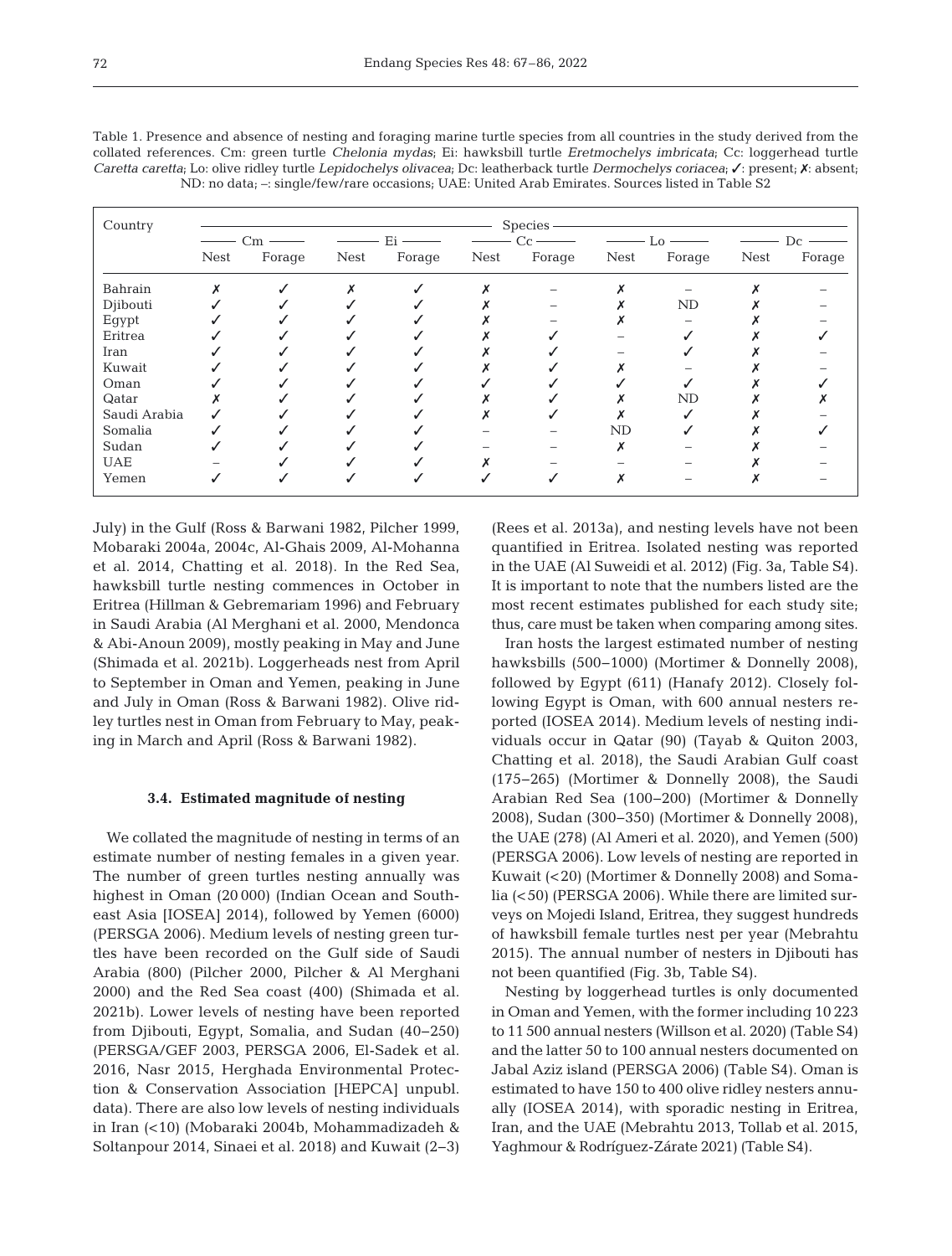Table 1. Presence and absence of nesting and foraging marine turtle species from all countries in the study derived from the collated references. Cm: green turtle *Chelonia mydas*; Ei: hawksbill turtle *Eretmochelys imbricata*; Cc: loggerhead turtle *Caretta caretta*; Lo: olive ridley turtle *Lepidochelys olivacea*; Dc: leatherback turtle *Dermochelys coriacea*; ✓: present; ✗: absent; ND: no data; –: single/few/rare occasions; UAE: United Arab Emirates. Sources listed in Table S2

| Country | Species | | | | | | | | | |
|---|---|---|---|---|---|---|---|---|---|---|
| | Cm | | Ei | | Cc | | Lo | | Dc | |
| | Nest | Forage | Nest | Forage | Nest | Forage | Nest | Forage | Nest | Forage |
| Bahrain | ✗ | ✓ | ✗ | ✓ | ✗ | – | ✗ | – | ✗ | – |
| Djibouti | ✓ | ✓ | ✓ | ✓ | ✗ | – | ✗ | ND | ✗ | – |
| Egypt | ✓ | ✓ | ✓ | ✓ | ✗ | – | ✗ | – | ✗ | – |
| Eritrea | ✓ | ✓ | ✓ | ✓ | ✗ | ✓ | – | ✓ | ✗ | ✓ |
| Iran | ✓ | ✓ | ✓ | ✓ | ✗ | ✓ | – | ✓ | ✗ | – |
| Kuwait | ✓ | ✓ | ✓ | ✓ | ✗ | ✓ | ✗ | – | ✗ | – |
| Oman | ✓ | ✓ | ✓ | ✓ | ✓ | ✓ | ✓ | ✓ | ✗ | ✓ |
| Qatar | ✗ | ✓ | ✓ | ✓ | ✗ | ✓ | ✗ | ND | ✗ | ✗ |
| Saudi Arabia | ✓ | ✓ | ✓ | ✓ | ✗ | ✓ | ✗ | ✓ | ✗ | – |
| Somalia | ✓ | ✓ | ✓ | ✓ | – | – | ND | ✓ | ✗ | ✓ |
| Sudan | ✓ | ✓ | ✓ | ✓ | – | – | ✗ | – | ✗ | – |
| UAE | – | ✓ | ✓ | ✓ | ✗ | – | – | – | ✗ | – |
| Yemen | ✓ | ✓ | ✓ | ✓ | ✓ | ✓ | ✗ | – | ✗ | – |

July) in the Gulf (Ross & Barwani 1982, Pilcher 1999, Mobaraki 2004a, 2004c, Al-Ghais 2009, Al-Mohanna et al. 2014, Chatting et al. 2018). In the Red Sea, hawksbill turtle nesting commences in October in Eritrea (Hillman & Gebremariam 1996) and February in Saudi Arabia (Al Merghani et al. 2000, Mendonca & Abi-Anoun 2009), mostly peaking in May and June (Shimada et al. 2021b). Loggerheads nest from April to September in Oman and Yemen, peaking in June and July in Oman (Ross & Barwani 1982). Olive ridley turtles nest in Oman from February to May, peaking in March and April (Ross & Barwani 1982).

### 3.4. Estimated magnitude of nesting

We collated the magnitude of nesting in terms of an estimate number of nesting females in a given year. The number of green turtles nesting annually was highest in Oman (20 000) (Indian Ocean and Southeast Asia [IOSEA] 2014), followed by Yemen (6000) (PERSGA 2006). Medium levels of nesting green turtles have been recorded on the Gulf side of Saudi Arabia (800) (Pilcher 2000, Pilcher & Al Merghani 2000) and the Red Sea coast (400) (Shimada et al. 2021b). Lower levels of nesting have been reported from Djibouti, Egypt, Somalia, and Sudan (40–250) (PERSGA/GEF 2003, PERSGA 2006, El-Sadek et al. 2016, Nasr 2015, Herghada Environmental Protection & Conservation Association [HEPCA] unpubl. data). There are also low levels of nesting individuals in Iran (<10) (Mobaraki 2004b, Mohammadizadeh & Soltanpour 2014, Sinaei et al. 2018) and Kuwait (2–3) (Rees et al. 2013a), and nesting levels have not been quantified in Eritrea. Isolated nesting was reported in the UAE (Al Suweidi et al. 2012) (Fig. 3a, Table S4). It is important to note that the numbers listed are the most recent estimates published for each study site; thus, care must be taken when comparing among sites.

Iran hosts the largest estimated number of nesting hawksbills (500–1000) (Mortimer & Donnelly 2008), followed by Egypt (611) (Hanafy 2012). Closely following Egypt is Oman, with 600 annual nesters reported (IOSEA 2014). Medium levels of nesting individuals occur in Qatar (90) (Tayab & Quiton 2003, Chatting et al. 2018), the Saudi Arabian Gulf coast (175–265) (Mortimer & Donnelly 2008), the Saudi Arabian Red Sea (100–200) (Mortimer & Donnelly 2008), Sudan (300–350) (Mortimer & Donnelly 2008), the UAE (278) (Al Ameri et al. 2020), and Yemen (500) (PERSGA 2006). Low levels of nesting are reported in Kuwait (<20) (Mortimer & Donnelly 2008) and Somalia (<50) (PERSGA 2006). While there are limited surveys on Mojedi Island, Eritrea, they suggest hundreds of hawksbill female turtles nest per year (Mebrahtu 2015). The annual number of nesters in Djibouti has not been quantified (Fig. 3b, Table S4).

Nesting by loggerhead turtles is only documented in Oman and Yemen, with the former including 10 223 to 11 500 annual nesters (Willson et al. 2020) (Table S4) and the latter 50 to 100 annual nesters documented on Jabal Aziz island (PERSGA 2006) (Table S4). Oman is estimated to have 150 to 400 olive ridley nesters annually (IOSEA 2014), with sporadic nesting in Eritrea, Iran, and the UAE (Mebrahtu 2013, Tollab et al. 2015, Yaghmour & Rodríguez-Zárate 2021) (Table S4).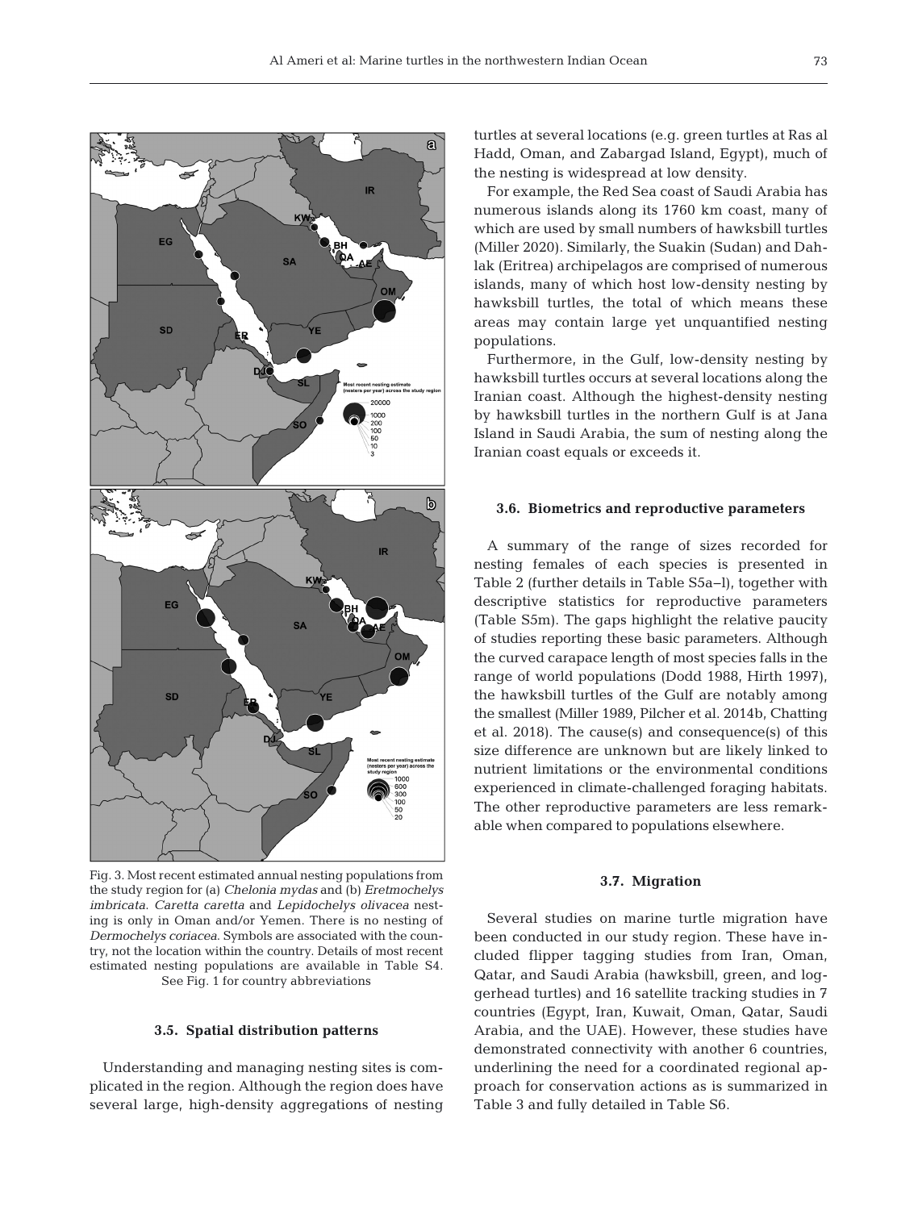Fig. 3. Most recent estimated annual nesting populations from the study region for (a) *Chelonia mydas* and (b) *Eretmochelys imbricata*. *Caretta caretta* and *Lepidochelys olivacea* nesting is only in Oman and/or Yemen. There is no nesting of *Dermochelys coriacea*. Symbols are associated with the country, not the location within the country. Details of most recent estimated nesting populations are available in Table S4. See Fig. 1 for country abbreviations

### 3.5. Spatial distribution patterns

Understanding and managing nesting sites is complicated in the region. Although the region does have several large, high-density aggregations of nesting turtles at several locations (e.g. green turtles at Ras al Hadd, Oman, and Zabargad Island, Egypt), much of the nesting is widespread at low density.

For example, the Red Sea coast of Saudi Arabia has numerous islands along its 1760 km coast, many of which are used by small numbers of hawksbill turtles (Miller 2020). Similarly, the Suakin (Sudan) and Dahlak (Eritrea) archipelagos are comprised of numerous islands, many of which host low-density nesting by hawksbill turtles, the total of which means these areas may contain large yet unquantified nesting populations.

Furthermore, in the Gulf, low-density nesting by hawksbill turtles occurs at several locations along the Iranian coast. Although the highest-density nesting by hawksbill turtles in the northern Gulf is at Jana Island in Saudi Arabia, the sum of nesting along the Iranian coast equals or exceeds it.

### 3.6. Biometrics and reproductive parameters

A summary of the range of sizes recorded for nesting females of each species is presented in Table 2 (further details in Table S5a–l), together with descriptive statistics for reproductive parameters (Table S5m). The gaps highlight the relative paucity of studies reporting these basic parameters. Although the curved carapace length of most species falls in the range of world populations (Dodd 1988, Hirth 1997), the hawksbill turtles of the Gulf are notably among the smallest (Miller 1989, Pilcher et al. 2014b, Chatting et al. 2018). The cause(s) and consequence(s) of this size difference are unknown but are likely linked to nutrient limitations or the environmental conditions experienced in climate-challenged foraging habitats. The other reproductive parameters are less remarkable when compared to populations elsewhere.

### 3.7. Migration

Several studies on marine turtle migration have been conducted in our study region. These have included flipper tagging studies from Iran, Oman, Qatar, and Saudi Arabia (hawksbill, green, and loggerhead turtles) and 16 satellite tracking studies in 7 countries (Egypt, Iran, Kuwait, Oman, Qatar, Saudi Arabia, and the UAE). However, these studies have demonstrated connectivity with another 6 countries, underlining the need for a coordinated regional approach for conservation actions as is summarized in Table 3 and fully detailed in Table S6.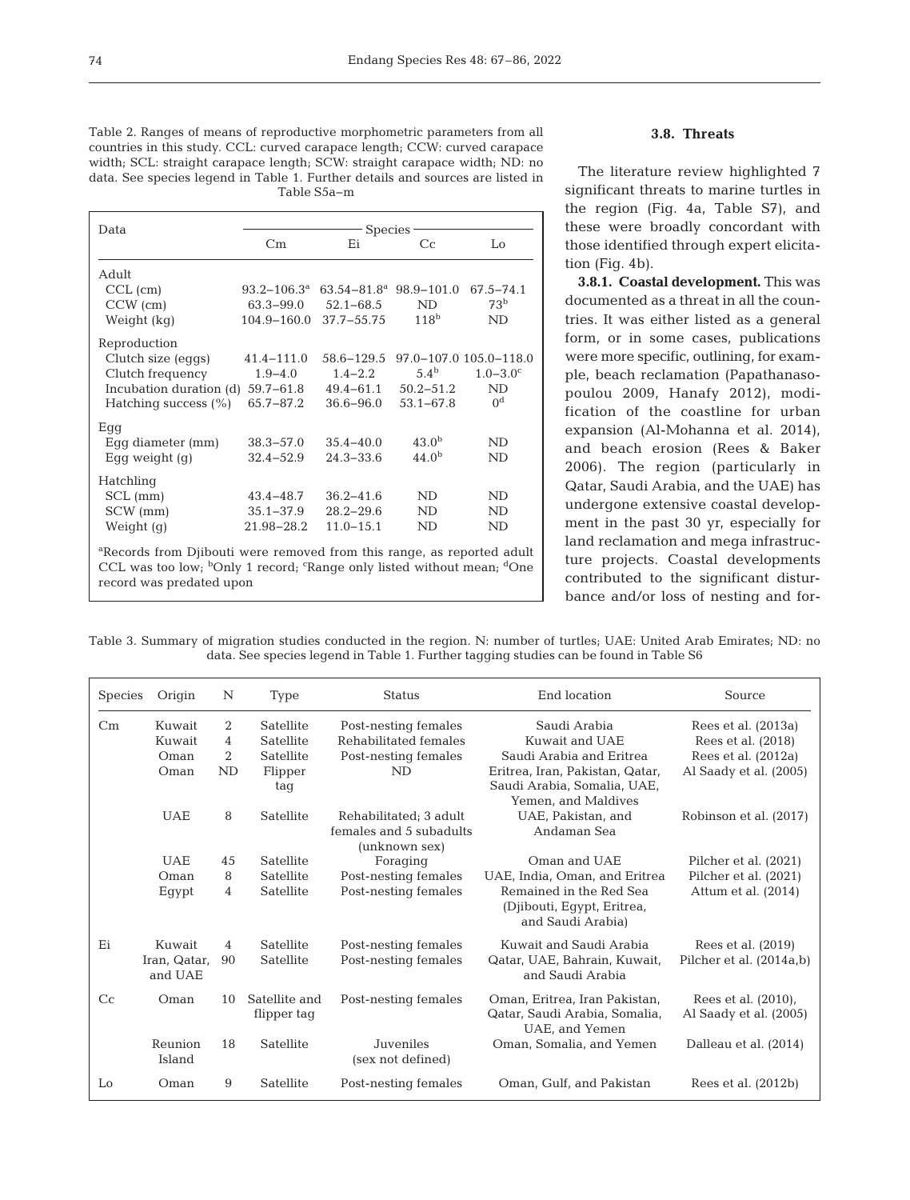Table 2. Ranges of means of reproductive morphometric parameters from all countries in this study. CCL: curved carapace length; CCW: curved carapace width; SCL: straight carapace length; SCW: straight carapace width; ND: no data. See species legend in Table 1. Further details and sources are listed in Table S5a–m

| Data | Species | | | |
|---|---|---|---|---|
| | Cm | Ei | Cc | Lo |
| **Adult** | | | | |
| CCL (cm) | 93.2–106.3[a] | 63.54–81.8[a] | 98.9–101.0 | 67.5–74.1 |
| CCW (cm) | 63.3–99.0 | 52.1–68.5 | ND | 73[b] |
| Weight (kg) | 104.9–160.0 | 37.7–55.75 | 118[b] | ND |
| **Reproduction** | | | | |
| Clutch size (eggs) | 41.4–111.0 | 58.6–129.5 | 97.0–107.0 | 105.0–118.0 |
| Clutch frequency | 1.9–4.0 | 1.4–2.2 | 5.4[b] | 1.0–3.0[c] |
| Incubation duration (d) | 59.7–61.8 | 49.4–61.1 | 50.2–51.2 | ND |
| Hatching success (%) | 65.7–87.2 | 36.6–96.0 | 53.1–67.8 | 0[d] |
| **Egg** | | | | |
| Egg diameter (mm) | 38.3–57.0 | 35.4–40.0 | 43.0[b] | ND |
| Egg weight (g) | 32.4–52.9 | 24.3–33.6 | 44.0[b] | ND |
| **Hatchling** | | | | |
| SCL (mm) | 43.4–48.7 | 36.2–41.6 | ND | ND |
| SCW (mm) | 35.1–37.9 | 28.2–29.6 | ND | ND |
| Weight (g) | 21.98–28.2 | 11.0–15.1 | ND | ND |

[a]Records from Djibouti were removed from this range, as reported adult CCL was too low; [b]Only 1 record; [c]Range only listed without mean; [d]One record was predated upon

### 3.8. Threats

The literature review highlighted 7 significant threats to marine turtles in the region (Fig. 4a, Table S7), and these were broadly concordant with those identified through expert elicitation (Fig. 4b).

**3.8.1. Coastal development.** This was documented as a threat in all the countries. It was either listed as a general form, or in some cases, publications were more specific, outlining, for example, beach reclamation (Papathanasopoulou 2009, Hanafy 2012), modification of the coastline for urban expansion (Al-Mohanna et al. 2014), and beach erosion (Rees & Baker 2006). The region (particularly in Qatar, Saudi Arabia, and the UAE) has undergone extensive coastal development in the past 30 yr, especially for land reclamation and mega infrastructure projects. Coastal developments contributed to the significant disturbance and/or loss of nesting and for-

Table 3. Summary of migration studies conducted in the region. N: number of turtles; UAE: United Arab Emirates; ND: no data. See species legend in Table 1. Further tagging studies can be found in Table S6

| Species | Origin | N | Type | Status | End location | Source |
|---|---|---|---|---|---|---|
| Cm | Kuwait | 2 | Satellite | Post-nesting females | Saudi Arabia | Rees et al. (2013a) |
| | Kuwait | 4 | Satellite | Rehabilitated females | Kuwait and UAE | Rees et al. (2018) |
| | Oman | 2 | Satellite | Post-nesting females | Saudi Arabia and Eritrea | Rees et al. (2012a) |
| | Oman | ND | Flipper tag | ND | Eritrea, Iran, Pakistan, Qatar, Saudi Arabia, Somalia, UAE, Yemen, and Maldives | Al Saady et al. (2005) |
| | UAE | 8 | Satellite | Rehabilitated; 3 adult females and 5 subadults (unknown sex) | UAE, Pakistan, and Andaman Sea | Robinson et al. (2017) |
| | UAE | 45 | Satellite | Foraging | Oman and UAE | Pilcher et al. (2021) |
| | Oman | 8 | Satellite | Post-nesting females | UAE, India, Oman, and Eritrea | Pilcher et al. (2021) |
| | Egypt | 4 | Satellite | Post-nesting females | Remained in the Red Sea (Djibouti, Egypt, Eritrea, and Saudi Arabia) | Attum et al. (2014) |
| Ei | Kuwait | 4 | Satellite | Post-nesting females | Kuwait and Saudi Arabia | Rees et al. (2019) |
| | Iran, Qatar, and UAE | 90 | Satellite | Post-nesting females | Qatar, UAE, Bahrain, Kuwait, and Saudi Arabia | Pilcher et al. (2014a,b) |
| Cc | Oman | 10 | Satellite and flipper tag | Post-nesting females | Oman, Eritrea, Iran Pakistan, Qatar, Saudi Arabia, Somalia, UAE, and Yemen | Rees et al. (2010), Al Saady et al. (2005) |
| | Reunion Island | 18 | Satellite | Juveniles (sex not defined) | Oman, Somalia, and Yemen | Dalleau et al. (2014) |
| Lo | Oman | 9 | Satellite | Post-nesting females | Oman, Gulf, and Pakistan | Rees et al. (2012b) |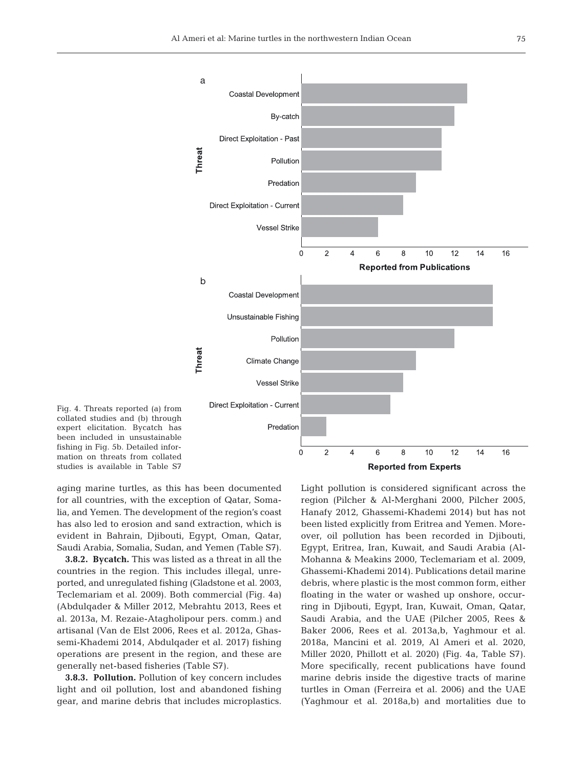Fig. 4. Threats reported (a) from collated studies and (b) through expert elicitation. Bycatch has been included in unsustainable fishing in Fig. 5b. Detailed information on threats from collated studies is available in Table S7

aging marine turtles, as this has been documented for all countries, with the exception of Qatar, Somalia, and Yemen. The development of the region's coast has also led to erosion and sand extraction, which is evident in Bahrain, Djibouti, Egypt, Oman, Qatar, Saudi Arabia, Somalia, Sudan, and Yemen (Table S7).

**3.8.2. Bycatch.** This was listed as a threat in all the countries in the region. This includes illegal, unreported, and unregulated fishing (Gladstone et al. 2003, Teclemariam et al. 2009). Both commercial (Fig. 4a) (Abdulqader & Miller 2012, Mebrahtu 2013, Rees et al. 2013a, M. Rezaie-Atagholipour pers. comm.) and artisanal (Van de Elst 2006, Rees et al. 2012a, Ghassemi-Khademi 2014, Abdulqader et al. 2017) fishing operations are present in the region, and these are generally net-based fisheries (Table S7).

**3.8.3. Pollution.** Pollution of key concern includes light and oil pollution, lost and abandoned fishing gear, and marine debris that includes microplastics. Light pollution is considered significant across the region (Pilcher & Al-Merghani 2000, Pilcher 2005, Hanafy 2012, Ghassemi-Khademi 2014) but has not been listed explicitly from Eritrea and Yemen. Moreover, oil pollution has been recorded in Djibouti, Egypt, Eritrea, Iran, Kuwait, and Saudi Arabia (Al-Mohanna & Meakins 2000, Teclemariam et al. 2009, Ghassemi-Khademi 2014). Publications detail marine debris, where plastic is the most common form, either floating in the water or washed up onshore, occurring in Djibouti, Egypt, Iran, Kuwait, Oman, Qatar, Saudi Arabia, and the UAE (Pilcher 2005, Rees & Baker 2006, Rees et al. 2013a,b, Yaghmour et al. 2018a, Mancini et al. 2019, Al Ameri et al. 2020, Miller 2020, Phillott et al. 2020) (Fig. 4a, Table S7). More specifically, recent publications have found marine debris inside the digestive tracts of marine turtles in Oman (Ferreira et al. 2006) and the UAE (Yaghmour et al. 2018a,b) and mortalities due to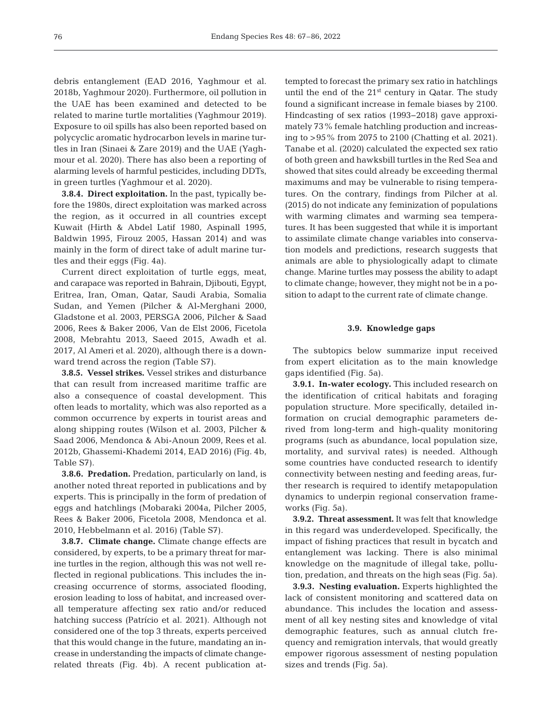debris entanglement (EAD 2016, Yaghmour et al. 2018b, Yaghmour 2020). Furthermore, oil pollution in the UAE has been examined and detected to be related to marine turtle mortalities (Yaghmour 2019). Exposure to oil spills has also been reported based on polycyclic aromatic hydrocarbon levels in marine turtles in Iran (Sinaei & Zare 2019) and the UAE (Yaghmour et al. 2020). There has also been a reporting of alarming levels of harmful pesticides, including DDTs, in green turtles (Yaghmour et al. 2020).

**3.8.4. Direct exploitation.** In the past, typically before the 1980s, direct exploitation was marked across the region, as it occurred in all countries except Kuwait (Hirth & Abdel Latif 1980, Aspinall 1995, Baldwin 1995, Firouz 2005, Hassan 2014) and was mainly in the form of direct take of adult marine turtles and their eggs (Fig. 4a).

Current direct exploitation of turtle eggs, meat, and carapace was reported in Bahrain, Djibouti, Egypt, Eritrea, Iran, Oman, Qatar, Saudi Arabia, Somalia Sudan, and Yemen (Pilcher & Al-Merghani 2000, Gladstone et al. 2003, PERSGA 2006, Pilcher & Saad 2006, Rees & Baker 2006, Van de Elst 2006, Ficetola 2008, Mebrahtu 2013, Saeed 2015, Awadh et al. 2017, Al Ameri et al. 2020), although there is a downward trend across the region (Table S7).

**3.8.5. Vessel strikes.** Vessel strikes and disturbance that can result from increased maritime traffic are also a consequence of coastal development. This often leads to mortality, which was also reported as a common occurrence by experts in tourist areas and along shipping routes (Wilson et al. 2003, Pilcher & Saad 2006, Mendonca & Abi-Anoun 2009, Rees et al. 2012b, Ghassemi-Khademi 2014, EAD 2016) (Fig. 4b, Table S7).

**3.8.6. Predation.** Predation, particularly on land, is another noted threat reported in publications and by experts. This is principally in the form of predation of eggs and hatchlings (Mobaraki 2004a, Pilcher 2005, Rees & Baker 2006, Ficetola 2008, Mendonca et al. 2010, Hebbelmann et al. 2016) (Table S7).

**3.8.7. Climate change.** Climate change effects are considered, by experts, to be a primary threat for marine turtles in the region, although this was not well reflected in regional publications. This includes the increasing occurrence of storms, associated flooding, erosion leading to loss of habitat, and increased overall temperature affecting sex ratio and/or reduced hatching success (Patrício et al. 2021). Although not considered one of the top 3 threats, experts perceived that this would change in the future, mandating an increase in understanding the impacts of climate change-related threats (Fig. 4b). A recent publication attempted to forecast the primary sex ratio in hatchlings until the end of the 21st century in Qatar. The study found a significant increase in female biases by 2100. Hindcasting of sex ratios (1993–2018) gave approximately 73% female hatchling production and increasing to >95% from 2075 to 2100 (Chatting et al. 2021). Tanabe et al. (2020) calculated the expected sex ratio of both green and hawksbill turtles in the Red Sea and showed that sites could already be exceeding thermal maximums and may be vulnerable to rising temperatures. On the contrary, findings from Pilcher at al. (2015) do not indicate any feminization of populations with warming climates and warming sea temperatures. It has been suggested that while it is important to assimilate climate change variables into conservation models and predictions, research suggests that animals are able to physiologically adapt to climate change. Marine turtles may possess the ability to adapt to climate change; however, they might not be in a position to adapt to the current rate of climate change.

### 3.9. Knowledge gaps

The subtopics below summarize input received from expert elicitation as to the main knowledge gaps identified (Fig. 5a).

**3.9.1. In-water ecology.** This included research on the identification of critical habitats and foraging population structure. More specifically, detailed information on crucial demographic parameters derived from long-term and high-quality monitoring programs (such as abundance, local population size, mortality, and survival rates) is needed. Although some countries have conducted research to identify connectivity between nesting and feeding areas, further research is required to identify metapopulation dynamics to underpin regional conservation frameworks (Fig. 5a).

**3.9.2. Threat assessment.** It was felt that knowledge in this regard was underdeveloped. Specifically, the impact of fishing practices that result in bycatch and entanglement was lacking. There is also minimal knowledge on the magnitude of illegal take, pollution, predation, and threats on the high seas (Fig. 5a).

**3.9.3. Nesting evaluation.** Experts highlighted the lack of consistent monitoring and scattered data on abundance. This includes the location and assessment of all key nesting sites and knowledge of vital demographic features, such as annual clutch frequency and remigration intervals, that would greatly empower rigorous assessment of nesting population sizes and trends (Fig. 5a).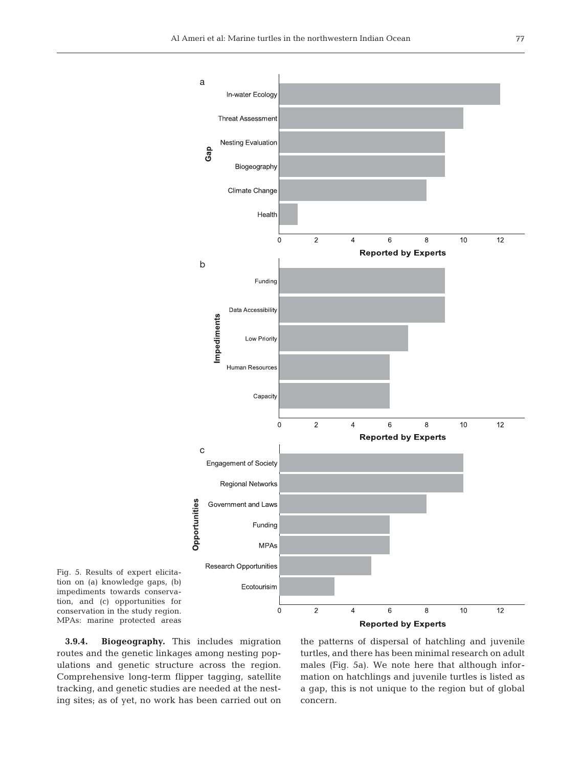Fig. 5. Results of expert elicitation on (a) knowledge gaps, (b) impediments towards conservation, and (c) opportunities for conservation in the study region. MPAs: marine protected areas

**3.9.4. Biogeography.** This includes migration routes and the genetic linkages among nesting populations and genetic structure across the region. Comprehensive long-term flipper tagging, satellite tracking, and genetic studies are needed at the nesting sites; as of yet, no work has been carried out on the patterns of dispersal of hatchling and juvenile turtles, and there has been minimal research on adult males (Fig. 5a). We note here that although information on hatchlings and juvenile turtles is listed as a gap, this is not unique to the region but of global concern.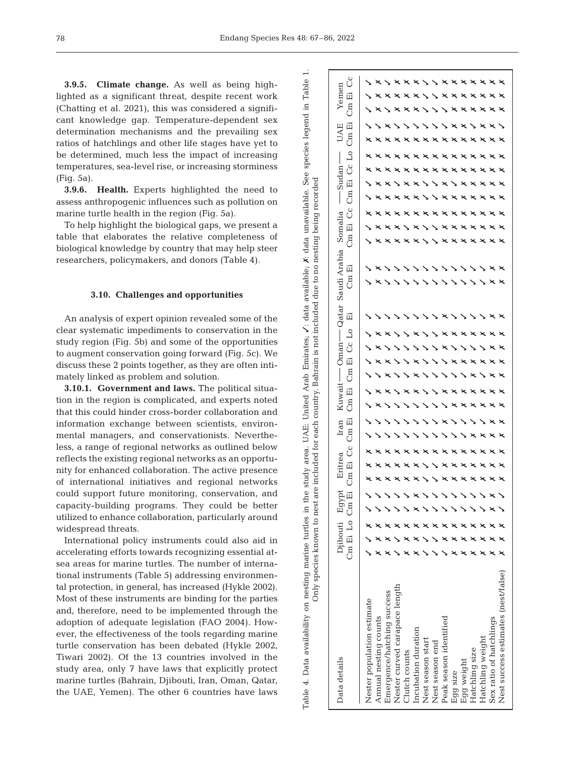**3.9.5. Climate change.** As well as being highlighted as a significant threat, despite recent work (Chatting et al. 2021), this was considered a significant knowledge gap. Temperature-dependent sex determination mechanisms and the prevailing sex ratios of hatchlings and other life stages have yet to be determined, much less the impact of increasing temperatures, sea-level rise, or increasing storminess (Fig. 5a).

**3.9.6. Health.** Experts highlighted the need to assess anthropogenic influences such as pollution on marine turtle health in the region (Fig. 5a).

To help highlight the biological gaps, we present a table that elaborates the relative completeness of biological knowledge by country that may help steer researchers, policymakers, and donors (Table 4).

### 3.10. Challenges and opportunities

An analysis of expert opinion revealed some of the clear systematic impediments to conservation in the study region (Fig. 5b) and some of the opportunities to augment conservation going forward (Fig. 5c). We discuss these 2 points together, as they are often intimately linked as problem and solution.

**3.10.1. Government and laws.** The political situation in the region is complicated, and experts noted that this could hinder cross-border collaboration and information exchange between scientists, environmental managers, and conservationists. Nevertheless, a range of regional networks as outlined below reflects the existing regional networks as an opportunity for enhanced collaboration. The active presence of international initiatives and regional networks could support future monitoring, conservation, and capacity-building programs. They could be better utilized to enhance collaboration, particularly around widespread threats.

International policy instruments could also aid in accelerating efforts towards recognizing essential at-sea areas for marine turtles. The number of international instruments (Table 5) addressing environmental protection, in general, has increased (Hykle 2002). Most of these instruments are binding for the parties and, therefore, need to be implemented through the adoption of adequate legislation (FAO 2004). However, the effectiveness of the tools regarding marine turtle conservation has been debated (Hykle 2002, Tiwari 2002). Of the 13 countries involved in the study area, only 7 have laws that explicitly protect marine turtles (Bahrain, Djibouti, Iran, Oman, Qatar, the UAE, Yemen). The other 6 countries have laws

Table 4. Data availability on nesting marine turtles in the study area. UAE: United Arab Emirates; ✓: data available; ✗: data unavailable. See species legend in Table 1. Only species known to nest are included for each country. Bahrain is not included due to no nesting being recorded

| Data details | Djibouti | | | Egypt | | Eritrea | | | Iran | | Kuwait | | Oman | | | | Qatar | Saudi Arabia | | Somalia | | | Sudan | | | | UAE | | Yemen | | |
|---|---|---|---|---|---|---|---|---|---|---|---|---|---|---|---|---|---|---|---|---|---|---|---|---|---|---|---|---|---|---|---|
| | Cm | Ei | Lo | Cm | Ei | Cm | Ei | Cc | Cm | Ei | Cm | Ei | Cm | Ei | Cc | Lo | Ei | Cm | Ei | Cm | Ei | Cc | Cm | Ei | Cc | Lo | Cm | Ei | Cm | Ei | Cc |
| Nester population estimate | ✓ | ✓ | ✗ | ✓ | ✓ | ✗ | ✗ | ✗ | ✓ | ✓ | ✓ | ✓ | ✓ | ✓ | ✓ | ✓ | ✓ | ✓ | ✓ | ✓ | ✓ | ✗ | ✓ | ✓ | ✗ | ✗ | ✗ | ✓ | ✓ | ✓ | ✓ |
| Annual nesting counts | ✗ | ✗ | ✗ | ✓ | ✓ | ✗ | ✗ | ✗ | ✓ | ✓ | ✗ | ✗ | ✗ | ✗ | ✗ | ✗ | ✓ | ✗ | ✗ | ✗ | ✗ | ✗ | ✗ | ✗ | ✗ | ✗ | ✗ | ✓ | ✗ | ✗ | ✗ |
| Emergence/hatching success | ✗ | ✗ | ✗ | ✓ | ✓ | ✗ | ✗ | ✗ | ✓ | ✓ | ✓ | ✗ | ✗ | ✗ | ✓ | ✗ | ✓ | ✓ | ✓ | ✗ | ✗ | ✗ | ✗ | ✗ | ✗ | ✗ | ✗ | ✗ | ✓ | ✗ | ✓ |
| Nester curved carapace length | ✓ | ✓ | ✗ | ✓ | ✓ | ✗ | ✗ | ✗ | ✓ | ✓ | ✓ | ✓ | ✓ | ✓ | ✓ | ✓ | ✓ | ✓ | ✓ | ✗ | ✗ | ✗ | ✗ | ✓ | ✗ | ✗ | ✗ | ✓ | ✗ | ✗ | ✗ |
| Clutch counts | ✗ | ✗ | ✗ | ✓ | ✓ | ✗ | ✗ | ✗ | ✓ | ✓ | ✓ | ✗ | ✓ | ✓ | ✓ | ✓ | ✓ | ✓ | ✓ | ✗ | ✓ | ✗ | ✗ | ✗ | ✗ | ✗ | ✗ | ✓ | ✗ | ✗ | ✗ |
| Incubation duration | ✗ | ✗ | ✗ | ✓ | ✓ | ✗ | ✗ | ✗ | ✓ | ✓ | ✓ | ✗ | ✗ | ✗ | ✓ | ✗ | ✓ | ✓ | ✓ | ✗ | ✗ | ✗ | ✗ | ✗ | ✗ | ✗ | ✗ | ✓ | ✗ | ✗ | ✗ |
| Nest season start | ✓ | ✓ | ✗ | ✗ | ✗ | ✓ | ✓ | ✗ | ✓ | ✓ | ✓ | ✓ | ✓ | ✓ | ✓ | ✓ | ✓ | ✓ | ✓ | ✓ | ✓ | ✗ | ✗ | ✓ | ✗ | ✗ | ✗ | ✓ | ✓ | ✓ | ✓ |
| Nest season end | ✓ | ✓ | ✗ | ✓ | ✓ | ✓ | ✓ | ✗ | ✓ | ✓ | ✓ | ✗ | ✓ | ✓ | ✓ | ✓ | ✓ | ✓ | ✓ | ✓ | ✓ | ✗ | ✓ | ✓ | ✗ | ✗ | ✗ | ✓ | ✓ | ✓ | ✓ |
| Peak season identified | ✓ | ✓ | ✗ | ✓ | ✓ | ✗ | ✗ | ✗ | ✓ | ✗ | ✓ | ✗ | ✓ | ✓ | ✗ | ✗ | ✓ | ✓ | ✓ | ✗ | ✗ | ✗ | ✓ | ✗ | ✗ | ✗ | ✗ | ✓ | ✓ | ✗ | ✗ |
| Egg size | ✗ | ✗ | ✗ | ✓ | ✓ | ✗ | ✗ | ✗ | ✓ | ✓ | ✓ | ✗ | ✓ | ✗ | ✓ | ✗ | ✗ | ✓ | ✓ | ✗ | ✗ | ✗ | ✗ | ✓ | ✗ | ✗ | ✗ | ✓ | ✗ | ✗ | ✗ |
| Egg weight | ✗ | ✗ | ✗ | ✓ | ✓ | ✗ | ✗ | ✗ | ✓ | ✓ | ✗ | ✗ | ✓ | ✗ | ✓ | ✗ | ✓ | ✓ | ✓ | ✗ | ✗ | ✗ | ✗ | ✗ | ✗ | ✗ | ✗ | ✗ | ✗ | ✗ | ✗ |
| Hatchling size | ✗ | ✗ | ✗ | ✓ | ✓ | ✗ | ✗ | ✗ | ✗ | ✓ | ✗ | ✗ | ✗ | ✗ | ✓ | ✗ | ✓ | ✓ | ✓ | ✗ | ✗ | ✗ | ✗ | ✗ | ✗ | ✗ | ✗ | ✗ | ✗ | ✗ | ✗ |
| Hatchling weight | ✗ | ✗ | ✗ | ✓ | ✓ | ✗ | ✗ | ✗ | ✗ | ✓ | ✗ | ✗ | ✓ | ✗ | ✓ | ✗ | ✓ | ✓ | ✓ | ✗ | ✗ | ✗ | ✗ | ✗ | ✗ | ✗ | ✗ | ✓ | ✗ | ✗ | ✗ |
| Sex ratio of hatchlings | ✗ | ✗ | ✗ | ✗ | ✗ | ✗ | ✗ | ✗ | ✗ | ✗ | ✗ | ✗ | ✗ | ✗ | ✗ | ✗ | ✗ | ✗ | ✗ | ✗ | ✗ | ✗ | ✗ | ✗ | ✗ | ✗ | ✗ | ✗ | ✗ | ✗ | ✗ |
| Nest success estimates (nest/false) | ✗ | ✗ | ✗ | ✓ | ✓ | ✗ | ✗ | ✗ | ✗ | ✗ | ✗ | ✗ | ✗ | ✗ | ✗ | ✗ | ✗ | ✗ | ✗ | ✗ | ✗ | ✗ | ✗ | ✗ | ✗ | ✗ | ✗ | ✓ | ✗ | ✗ | ✗ |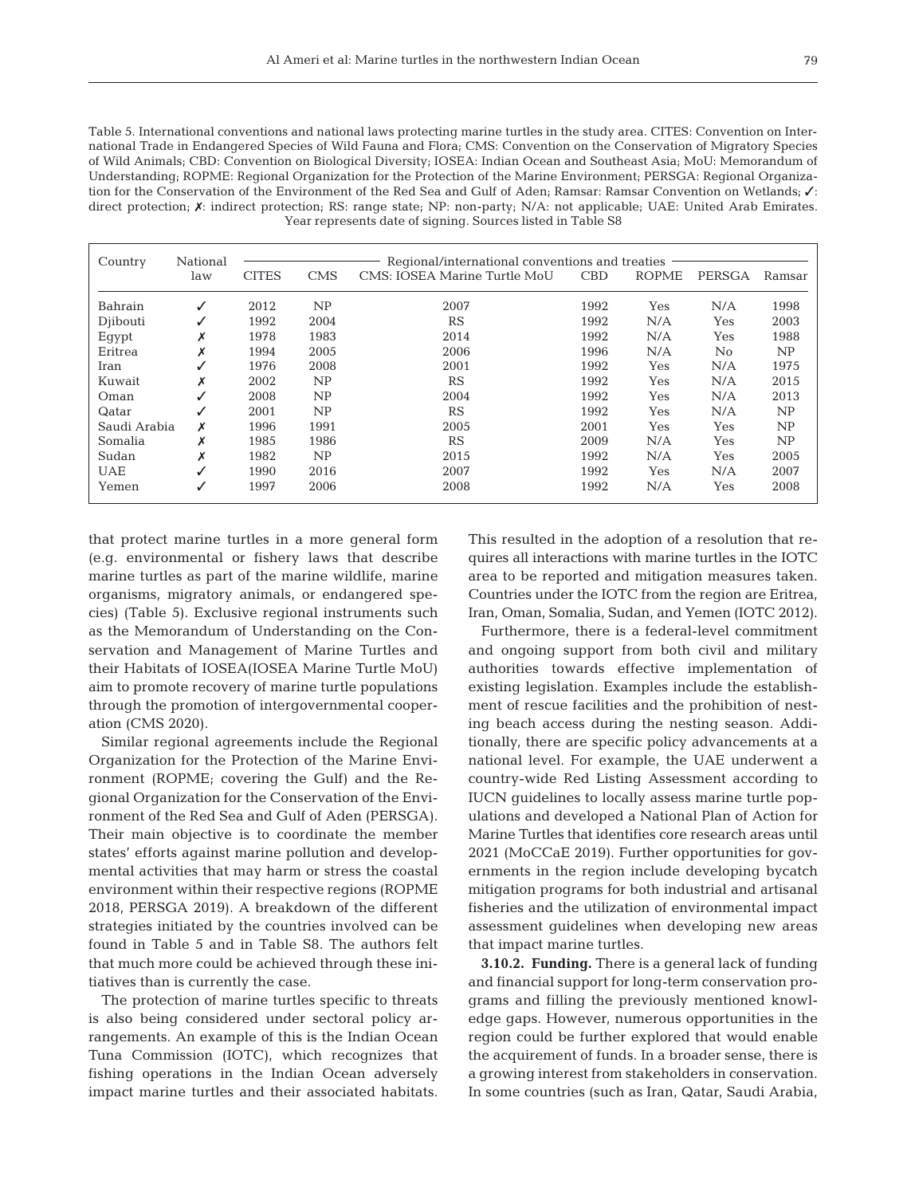Table 5. International conventions and national laws protecting marine turtles in the study area. CITES: Convention on International Trade in Endangered Species of Wild Fauna and Flora; CMS: Convention on the Conservation of Migratory Species of Wild Animals; CBD: Convention on Biological Diversity; IOSEA: Indian Ocean and Southeast Asia; MoU: Memorandum of Understanding; ROPME: Regional Organization for the Protection of the Marine Environment; PERSGA: Regional Organization for the Conservation of the Environment of the Red Sea and Gulf of Aden; Ramsar: Ramsar Convention on Wetlands; ✓: direct protection; ✗: indirect protection; RS: range state; NP: non-party; N/A: not applicable; UAE: United Arab Emirates. Year represents date of signing. Sources listed in Table S8

| Country | National law | Regional/international conventions and treaties | | | | | | |
|---|---|---|---|---|---|---|---|---|
| | | CITES | CMS | CMS: IOSEA Marine Turtle MoU | CBD | ROPME | PERSGA | Ramsar |
| Bahrain | ✓ | 2012 | NP | 2007 | 1992 | Yes | N/A | 1998 |
| Djibouti | ✓ | 1992 | 2004 | RS | 1992 | N/A | Yes | 2003 |
| Egypt | ✗ | 1978 | 1983 | 2014 | 1992 | N/A | Yes | 1988 |
| Eritrea | ✗ | 1994 | 2005 | 2006 | 1996 | N/A | No | NP |
| Iran | ✓ | 1976 | 2008 | 2001 | 1992 | Yes | N/A | 1975 |
| Kuwait | ✗ | 2002 | NP | RS | 1992 | Yes | N/A | 2015 |
| Oman | ✓ | 2008 | NP | 2004 | 1992 | Yes | N/A | 2013 |
| Qatar | ✓ | 2001 | NP | RS | 1992 | Yes | N/A | NP |
| Saudi Arabia | ✗ | 1996 | 1991 | 2005 | 2001 | Yes | Yes | NP |
| Somalia | ✗ | 1985 | 1986 | RS | 2009 | N/A | Yes | NP |
| Sudan | ✗ | 1982 | NP | 2015 | 1992 | N/A | Yes | 2005 |
| UAE | ✓ | 1990 | 2016 | 2007 | 1992 | Yes | N/A | 2007 |
| Yemen | ✓ | 1997 | 2006 | 2008 | 1992 | N/A | Yes | 2008 |

that protect marine turtles in a more general form (e.g. environmental or fishery laws that describe marine turtles as part of the marine wildlife, marine organisms, migratory animals, or endangered species) (Table 5). Exclusive regional instruments such as the Memorandum of Understanding on the Conservation and Management of Marine Turtles and their Habitats of IOSEA(IOSEA Marine Turtle MoU) aim to promote recovery of marine turtle populations through the promotion of intergovernmental cooperation (CMS 2020).

Similar regional agreements include the Regional Organization for the Protection of the Marine Environment (ROPME; covering the Gulf) and the Regional Organization for the Conservation of the Environment of the Red Sea and Gulf of Aden (PERSGA). Their main objective is to coordinate the member states' efforts against marine pollution and developmental activities that may harm or stress the coastal environment within their respective regions (ROPME 2018, PERSGA 2019). A breakdown of the different strategies initiated by the countries involved can be found in Table 5 and in Table S8. The authors felt that much more could be achieved through these initiatives than is currently the case.

The protection of marine turtles specific to threats is also being considered under sectoral policy arrangements. An example of this is the Indian Ocean Tuna Commission (IOTC), which recognizes that fishing operations in the Indian Ocean adversely impact marine turtles and their associated habitats. This resulted in the adoption of a resolution that requires all interactions with marine turtles in the IOTC area to be reported and mitigation measures taken. Countries under the IOTC from the region are Eritrea, Iran, Oman, Somalia, Sudan, and Yemen (IOTC 2012).

Furthermore, there is a federal-level commitment and ongoing support from both civil and military authorities towards effective implementation of existing legislation. Examples include the establishment of rescue facilities and the prohibition of nesting beach access during the nesting season. Additionally, there are specific policy advancements at a national level. For example, the UAE underwent a country-wide Red Listing Assessment according to IUCN guidelines to locally assess marine turtle populations and developed a National Plan of Action for Marine Turtles that identifies core research areas until 2021 (MoCCaE 2019). Further opportunities for governments in the region include developing bycatch mitigation programs for both industrial and artisanal fisheries and the utilization of environmental impact assessment guidelines when developing new areas that impact marine turtles.

**3.10.2. Funding.** There is a general lack of funding and financial support for long-term conservation programs and filling the previously mentioned knowledge gaps. However, numerous opportunities in the region could be further explored that would enable the acquirement of funds. In a broader sense, there is a growing interest from stakeholders in conservation. In some countries (such as Iran, Qatar, Saudi Arabia,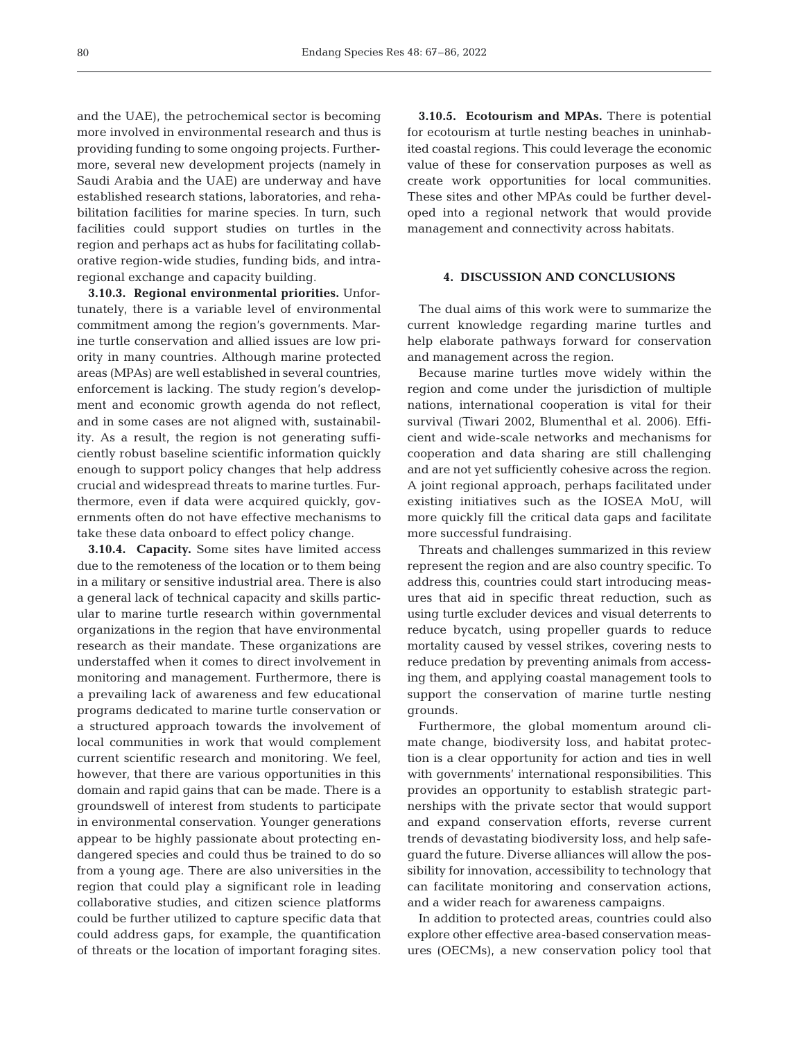and the UAE), the petrochemical sector is becoming more involved in environmental research and thus is providing funding to some ongoing projects. Furthermore, several new development projects (namely in Saudi Arabia and the UAE) are underway and have established research stations, laboratories, and rehabilitation facilities for marine species. In turn, such facilities could support studies on turtles in the region and perhaps act as hubs for facilitating collaborative region-wide studies, funding bids, and intraregional exchange and capacity building.

**3.10.3. Regional environmental priorities.** Unfortunately, there is a variable level of environmental commitment among the region's governments. Marine turtle conservation and allied issues are low priority in many countries. Although marine protected areas (MPAs) are well established in several countries, enforcement is lacking. The study region's development and economic growth agenda do not reflect, and in some cases are not aligned with, sustainability. As a result, the region is not generating sufficiently robust baseline scientific information quickly enough to support policy changes that help address crucial and widespread threats to marine turtles. Furthermore, even if data were acquired quickly, governments often do not have effective mechanisms to take these data onboard to effect policy change.

**3.10.4. Capacity.** Some sites have limited access due to the remoteness of the location or to them being in a military or sensitive industrial area. There is also a general lack of technical capacity and skills particular to marine turtle research within governmental organizations in the region that have environmental research as their mandate. These organizations are understaffed when it comes to direct involvement in monitoring and management. Furthermore, there is a prevailing lack of awareness and few educational programs dedicated to marine turtle conservation or a structured approach towards the involvement of local communities in work that would complement current scientific research and monitoring. We feel, however, that there are various opportunities in this domain and rapid gains that can be made. There is a groundswell of interest from students to participate in environmental conservation. Younger generations appear to be highly passionate about protecting endangered species and could thus be trained to do so from a young age. There are also universities in the region that could play a significant role in leading collaborative studies, and citizen science platforms could be further utilized to capture specific data that could address gaps, for example, the quantification of threats or the location of important foraging sites.

**3.10.5. Ecotourism and MPAs.** There is potential for ecotourism at turtle nesting beaches in uninhabited coastal regions. This could leverage the economic value of these for conservation purposes as well as create work opportunities for local communities. These sites and other MPAs could be further developed into a regional network that would provide management and connectivity across habitats.

## 4. DISCUSSION AND CONCLUSIONS

The dual aims of this work were to summarize the current knowledge regarding marine turtles and help elaborate pathways forward for conservation and management across the region.

Because marine turtles move widely within the region and come under the jurisdiction of multiple nations, international cooperation is vital for their survival (Tiwari 2002, Blumenthal et al. 2006). Efficient and wide-scale networks and mechanisms for cooperation and data sharing are still challenging and are not yet sufficiently cohesive across the region. A joint regional approach, perhaps facilitated under existing initiatives such as the IOSEA MoU, will more quickly fill the critical data gaps and facilitate more successful fundraising.

Threats and challenges summarized in this review represent the region and are also country specific. To address this, countries could start introducing measures that aid in specific threat reduction, such as using turtle excluder devices and visual deterrents to reduce bycatch, using propeller guards to reduce mortality caused by vessel strikes, covering nests to reduce predation by preventing animals from accessing them, and applying coastal management tools to support the conservation of marine turtle nesting grounds.

Furthermore, the global momentum around climate change, biodiversity loss, and habitat protection is a clear opportunity for action and ties in well with governments' international responsibilities. This provides an opportunity to establish strategic partnerships with the private sector that would support and expand conservation efforts, reverse current trends of devastating biodiversity loss, and help safeguard the future. Diverse alliances will allow the possibility for innovation, accessibility to technology that can facilitate monitoring and conservation actions, and a wider reach for awareness campaigns.

In addition to protected areas, countries could also explore other effective area-based conservation measures (OECMs), a new conservation policy tool that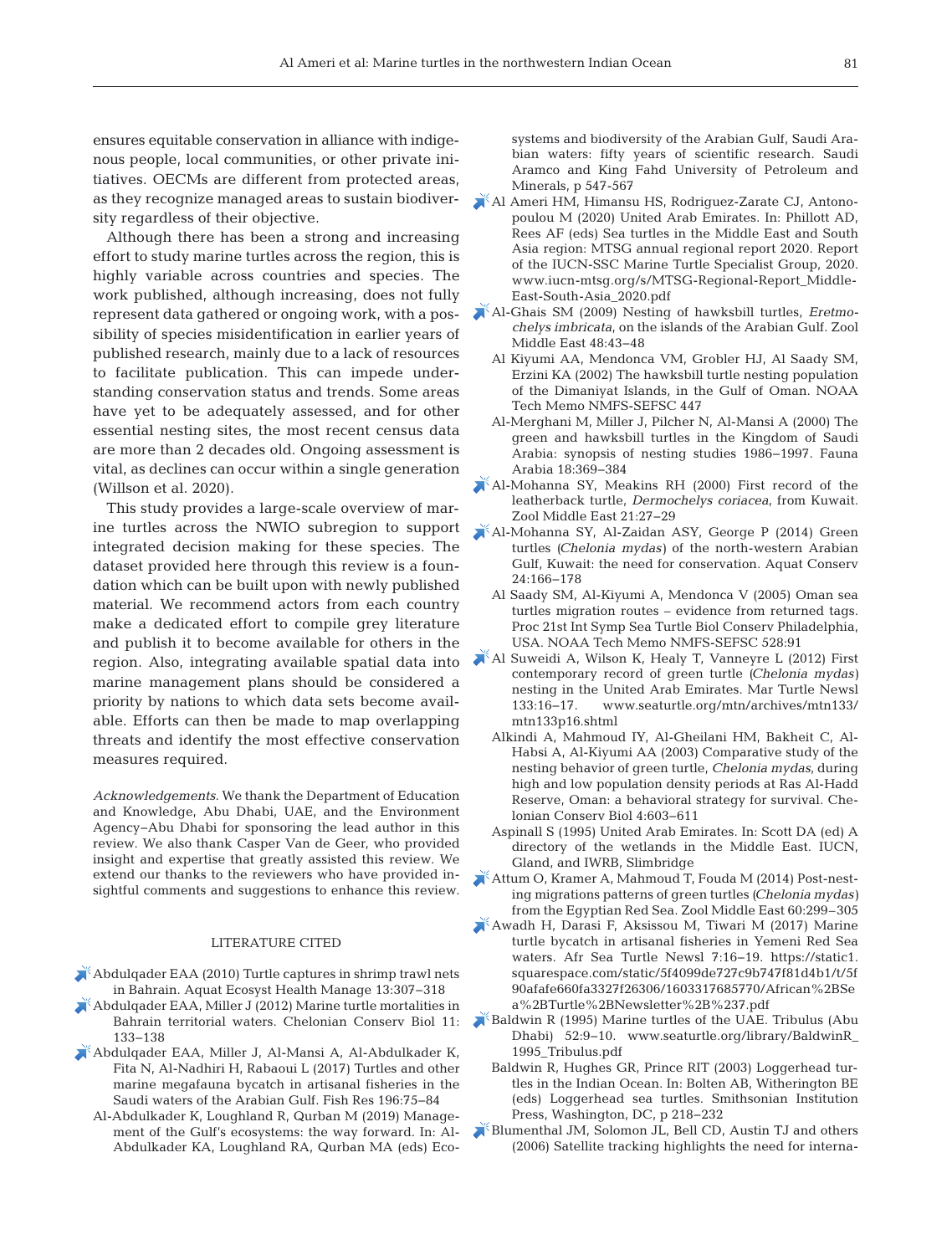ensures equitable conservation in alliance with indigenous people, local communities, or other private initiatives. OECMs are different from protected areas, as they recognize managed areas to sustain biodiversity regardless of their objective.

Although there has been a strong and increasing effort to study marine turtles across the region, this is highly variable across countries and species. The work published, although increasing, does not fully represent data gathered or ongoing work, with a possibility of species misidentification in earlier years of published research, mainly due to a lack of resources to facilitate publication. This can impede understanding conservation status and trends. Some areas have yet to be adequately assessed, and for other essential nesting sites, the most recent census data are more than 2 decades old. Ongoing assessment is vital, as declines can occur within a single generation (Willson et al. 2020).

This study provides a large-scale overview of marine turtles across the NWIO subregion to support integrated decision making for these species. The dataset provided here through this review is a foundation which can be built upon with newly published material. We recommend actors from each country make a dedicated effort to compile grey literature and publish it to become available for others in the region. Also, integrating available spatial data into marine management plans should be considered a priority by nations to which data sets become available. Efforts can then be made to map overlapping threats and identify the most effective conservation measures required.

*Acknowledgements*. We thank the Department of Education and Knowledge, Abu Dhabi, UAE, and the Environment Agency–Abu Dhabi for sponsoring the lead author in this review. We also thank Casper Van de Geer, who provided insight and expertise that greatly assisted this review. We extend our thanks to the reviewers who have provided insightful comments and suggestions to enhance this review.

## LITERATURE CITED

Abdulqader EAA (2010) Turtle captures in shrimp trawl nets in Bahrain. Aquat Ecosyst Health Manage 13:307–318

Abdulqader EAA, Miller J (2012) Marine turtle mortalities in Bahrain territorial waters. Chelonian Conserv Biol 11: 133–138

Abdulqader EAA, Miller J, Al-Mansi A, Al-Abdulkader K, Fita N, Al-Nadhiri H, Rabaoui L (2017) Turtles and other marine megafauna bycatch in artisanal fisheries in the Saudi waters of the Arabian Gulf. Fish Res 196:75–84

Al-Abdulkader K, Loughland R, Qurban M (2019) Management of the Gulf's ecosystems: the way forward. In: Al-Abdulkader KA, Loughland RA, Qurban MA (eds) Ecosystems and biodiversity of the Arabian Gulf, Saudi Arabian waters: fifty years of scientific research. Saudi Aramco and King Fahd University of Petroleum and Minerals, p 547-567

Al Ameri HM, Himansu HS, Rodriguez-Zarate CJ, Antonopoulou M (2020) United Arab Emirates. In: Phillott AD, Rees AF (eds) Sea turtles in the Middle East and South Asia region: MTSG annual regional report 2020. Report of the IUCN-SSC Marine Turtle Specialist Group, 2020. www.iucn-mtsg.org/s/MTSG-Regional-Report_Middle-East-South-Asia_2020.pdf

Al-Ghais SM (2009) Nesting of hawksbill turtles, *Eretmochelys imbricata*, on the islands of the Arabian Gulf. Zool Middle East 48:43–48

Al Kiyumi AA, Mendonca VM, Grobler HJ, Al Saady SM, Erzini KA (2002) The hawksbill turtle nesting population of the Dimaniyat Islands, in the Gulf of Oman. NOAA Tech Memo NMFS-SEFSC 447

Al-Merghani M, Miller J, Pilcher N, Al-Mansi A (2000) The green and hawksbill turtles in the Kingdom of Saudi Arabia: synopsis of nesting studies 1986–1997. Fauna Arabia 18:369–384

Al-Mohanna SY, Meakins RH (2000) First record of the leatherback turtle, *Dermochelys coriacea*, from Kuwait. Zool Middle East 21:27–29

Al-Mohanna SY, Al-Zaidan ASY, George P (2014) Green turtles (*Chelonia mydas*) of the north-western Arabian Gulf, Kuwait: the need for conservation. Aquat Conserv 24:166–178

Al Saady SM, Al-Kiyumi A, Mendonca V (2005) Oman sea turtles migration routes – evidence from returned tags. Proc 21st Int Symp Sea Turtle Biol Conserv Philadelphia, USA. NOAA Tech Memo NMFS-SEFSC 528:91

Al Suweidi A, Wilson K, Healy T, Vanneyre L (2012) First contemporary record of green turtle (*Chelonia mydas*) nesting in the United Arab Emirates. Mar Turtle Newsl 133:16–17. www.seaturtle.org/mtn/archives/mtn133/mtn133p16.shtml

Alkindi A, Mahmoud IY, Al-Gheilani HM, Bakheit C, Al-Habsi A, Al-Kiyumi AA (2003) Comparative study of the nesting behavior of green turtle, *Chelonia mydas*, during high and low population density periods at Ras Al-Hadd Reserve, Oman: a behavioral strategy for survival. Chelonian Conserv Biol 4:603–611

Aspinall S (1995) United Arab Emirates. In: Scott DA (ed) A directory of the wetlands in the Middle East. IUCN, Gland, and IWRB, Slimbridge

Attum O, Kramer A, Mahmoud T, Fouda M (2014) Post-nesting migrations patterns of green turtles (*Chelonia mydas*) from the Egyptian Red Sea. Zool Middle East 60:299–305

Awadh H, Darasi F, Aksissou M, Tiwari M (2017) Marine turtle bycatch in artisanal fisheries in Yemeni Red Sea waters. Afr Sea Turtle Newsl 7:16–19. https://static1.squarespace.com/static/5f4099de727c9b747f81d4b1/t/5f90afafe660fa3327f26306/1603317685770/African%2BSea%2BTurtle%2BNewsletter%2B%237.pdf

Baldwin R (1995) Marine turtles of the UAE. Tribulus (Abu Dhabi) 52:9–10. www.seaturtle.org/library/BaldwinR_1995_Tribulus.pdf

Baldwin R, Hughes GR, Prince RIT (2003) Loggerhead turtles in the Indian Ocean. In: Bolten AB, Witherington BE (eds) Loggerhead sea turtles. Smithsonian Institution Press, Washington, DC, p 218–232

Blumenthal JM, Solomon JL, Bell CD, Austin TJ and others (2006) Satellite tracking highlights the need for interna-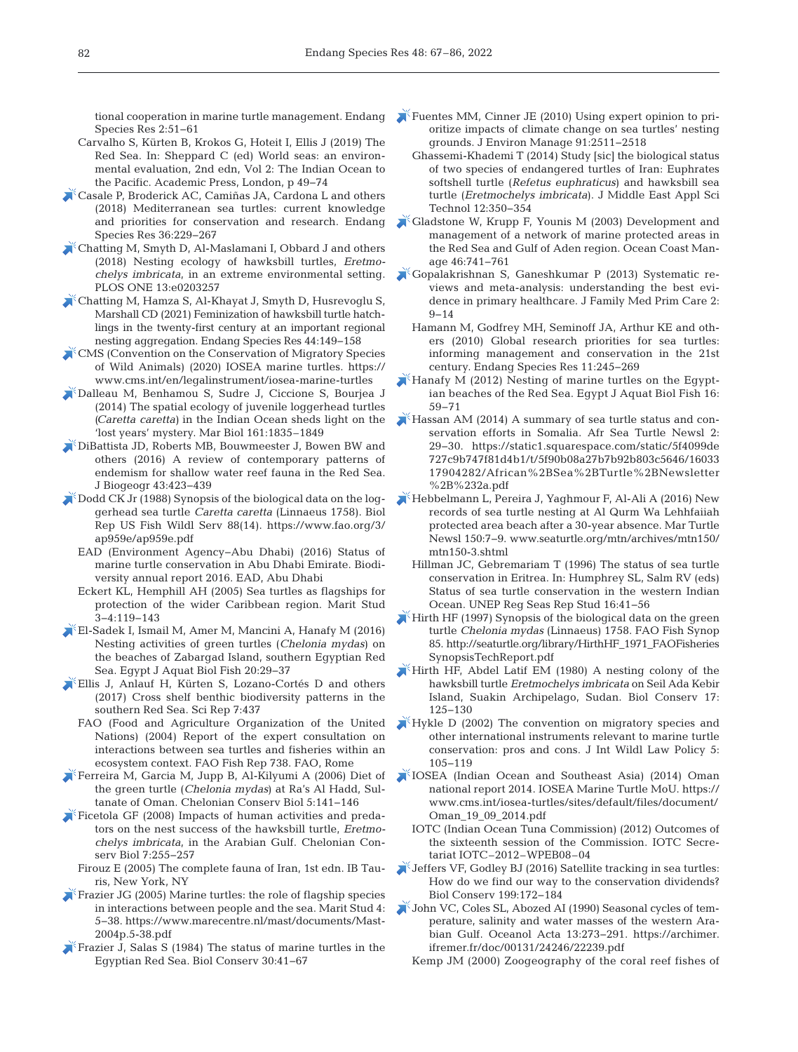tional cooperation in marine turtle management. Endang Species Res 2:51–61

Carvalho S, Kürten B, Krokos G, Hoteit I, Ellis J (2019) The Red Sea. In: Sheppard C (ed) World seas: an environmental evaluation, 2nd edn, Vol 2: The Indian Ocean to the Pacific. Academic Press, London, p 49–74

Casale P, Broderick AC, Camiñas JA, Cardona L and others (2018) Mediterranean sea turtles: current knowledge and priorities for conservation and research. Endang Species Res 36:229–267

Chatting M, Smyth D, Al-Maslamani I, Obbard J and others (2018) Nesting ecology of hawksbill turtles, *Eretmochelys imbricata*, in an extreme environmental setting. PLOS ONE 13:e0203257

Chatting M, Hamza S, Al-Khayat J, Smyth D, Husrevoglu S, Marshall CD (2021) Feminization of hawksbill turtle hatchlings in the twenty-first century at an important regional nesting aggregation. Endang Species Res 44:149–158

CMS (Convention on the Conservation of Migratory Species of Wild Animals) (2020) IOSEA marine turtles. https://www.cms.int/en/legalinstrument/iosea-marine-turtles

Dalleau M, Benhamou S, Sudre J, Ciccione S, Bourjea J (2014) The spatial ecology of juvenile loggerhead turtles (*Caretta caretta*) in the Indian Ocean sheds light on the 'lost years' mystery. Mar Biol 161:1835–1849

DiBattista JD, Roberts MB, Bouwmeester J, Bowen BW and others (2016) A review of contemporary patterns of endemism for shallow water reef fauna in the Red Sea. J Biogeogr 43:423–439

Dodd CK Jr (1988) Synopsis of the biological data on the loggerhead sea turtle *Caretta caretta* (Linnaeus 1758). Biol Rep US Fish Wildl Serv 88(14). https://www.fao.org/3/ap959e/ap959e.pdf

EAD (Environment Agency–Abu Dhabi) (2016) Status of marine turtle conservation in Abu Dhabi Emirate. Biodiversity annual report 2016. EAD, Abu Dhabi

Eckert KL, Hemphill AH (2005) Sea turtles as flagships for protection of the wider Caribbean region. Marit Stud 3–4:119–143

El-Sadek I, Ismail M, Amer M, Mancini A, Hanafy M (2016) Nesting activities of green turtles (*Chelonia mydas*) on the beaches of Zabargad Island, southern Egyptian Red Sea. Egypt J Aquat Biol Fish 20:29–37

Ellis J, Anlauf H, Kürten S, Lozano-Cortés D and others (2017) Cross shelf benthic biodiversity patterns in the southern Red Sea. Sci Rep 7:437

FAO (Food and Agriculture Organization of the United Nations) (2004) Report of the expert consultation on interactions between sea turtles and fisheries within an ecosystem context. FAO Fish Rep 738. FAO, Rome

Ferreira M, Garcia M, Jupp B, Al-Kilyumi A (2006) Diet of the green turtle (*Chelonia mydas*) at Ra's Al Hadd, Sultanate of Oman. Chelonian Conserv Biol 5:141–146

Ficetola GF (2008) Impacts of human activities and predators on the nest success of the hawksbill turtle, *Eretmochelys imbricata*, in the Arabian Gulf. Chelonian Conserv Biol 7:255–257

Firouz E (2005) The complete fauna of Iran, 1st edn. IB Tauris, New York, NY

Frazier JG (2005) Marine turtles: the role of flagship species in interactions between people and the sea. Marit Stud 4:5–38. https://www.marecentre.nl/mast/documents/Mast-2004p.5-38.pdf

Frazier J, Salas S (1984) The status of marine turtles in the Egyptian Red Sea. Biol Conserv 30:41–67

Fuentes MM, Cinner JE (2010) Using expert opinion to prioritize impacts of climate change on sea turtles' nesting grounds. J Environ Manage 91:2511–2518

Ghassemi-Khademi T (2014) Study [sic] the biological status of two species of endangered turtles of Iran: Euphrates softshell turtle (*Refetus euphraticus*) and hawksbill sea turtle (*Eretmochelys imbricata*). J Middle East Appl Sci Technol 12:350–354

Gladstone W, Krupp F, Younis M (2003) Development and management of a network of marine protected areas in the Red Sea and Gulf of Aden region. Ocean Coast Manage 46:741–761

Gopalakrishnan S, Ganeshkumar P (2013) Systematic reviews and meta-analysis: understanding the best evidence in primary healthcare. J Family Med Prim Care 2:9–14

Hamann M, Godfrey MH, Seminoff JA, Arthur KE and others (2010) Global research priorities for sea turtles: informing management and conservation in the 21st century. Endang Species Res 11:245–269

Hanafy M (2012) Nesting of marine turtles on the Egyptian beaches of the Red Sea. Egypt J Aquat Biol Fish 16:59–71

Hassan AM (2014) A summary of sea turtle status and conservation efforts in Somalia. Afr Sea Turtle Newsl 2:29–30. https://static1.squarespace.com/static/5f4099de727c9b747f81d4b1/t/5f90b08a27b7b92b803c5646/1603317904282/African%2BSea%2BTurtle%2BNewsletter%2B%232a.pdf

Hebbelmann L, Pereira J, Yaghmour F, Al-Ali A (2016) New records of sea turtle nesting at Al Qurm Wa Lehhfaiiah protected area beach after a 30-year absence. Mar Turtle Newsl 150:7–9. www.seaturtle.org/mtn/archives/mtn150/mtn150-3.shtml

Hillman JC, Gebremariam T (1996) The status of sea turtle conservation in Eritrea. In: Humphrey SL, Salm RV (eds) Status of sea turtle conservation in the western Indian Ocean. UNEP Reg Seas Rep Stud 16:41–56

Hirth HF (1997) Synopsis of the biological data on the green turtle *Chelonia mydas* (Linnaeus) 1758. FAO Fish Synop 85. http://seaturtle.org/library/HirthHF_1971_FAOFisheriesSynopsisTechReport.pdf

Hirth HF, Abdel Latif EM (1980) A nesting colony of the hawksbill turtle *Eretmochelys imbricata* on Seil Ada Kebir Island, Suakin Archipelago, Sudan. Biol Conserv 17:125–130

Hykle D (2002) The convention on migratory species and other international instruments relevant to marine turtle conservation: pros and cons. J Int Wildl Law Policy 5:105–119

IOSEA (Indian Ocean and Southeast Asia) (2014) Oman national report 2014. IOSEA Marine Turtle MoU. https://www.cms.int/iosea-turtles/sites/default/files/document/Oman_19_09_2014.pdf

IOTC (Indian Ocean Tuna Commission) (2012) Outcomes of the sixteenth session of the Commission. IOTC Secretariat IOTC–2012–WPEB08–04

Jeffers VF, Godley BJ (2016) Satellite tracking in sea turtles: How do we find our way to the conservation dividends? Biol Conserv 199:172–184

John VC, Coles SL, Abozed AI (1990) Seasonal cycles of temperature, salinity and water masses of the western Arabian Gulf. Oceanol Acta 13:273–291. https://archimer.ifremer.fr/doc/00131/24246/22239.pdf

Kemp JM (2000) Zoogeography of the coral reef fishes of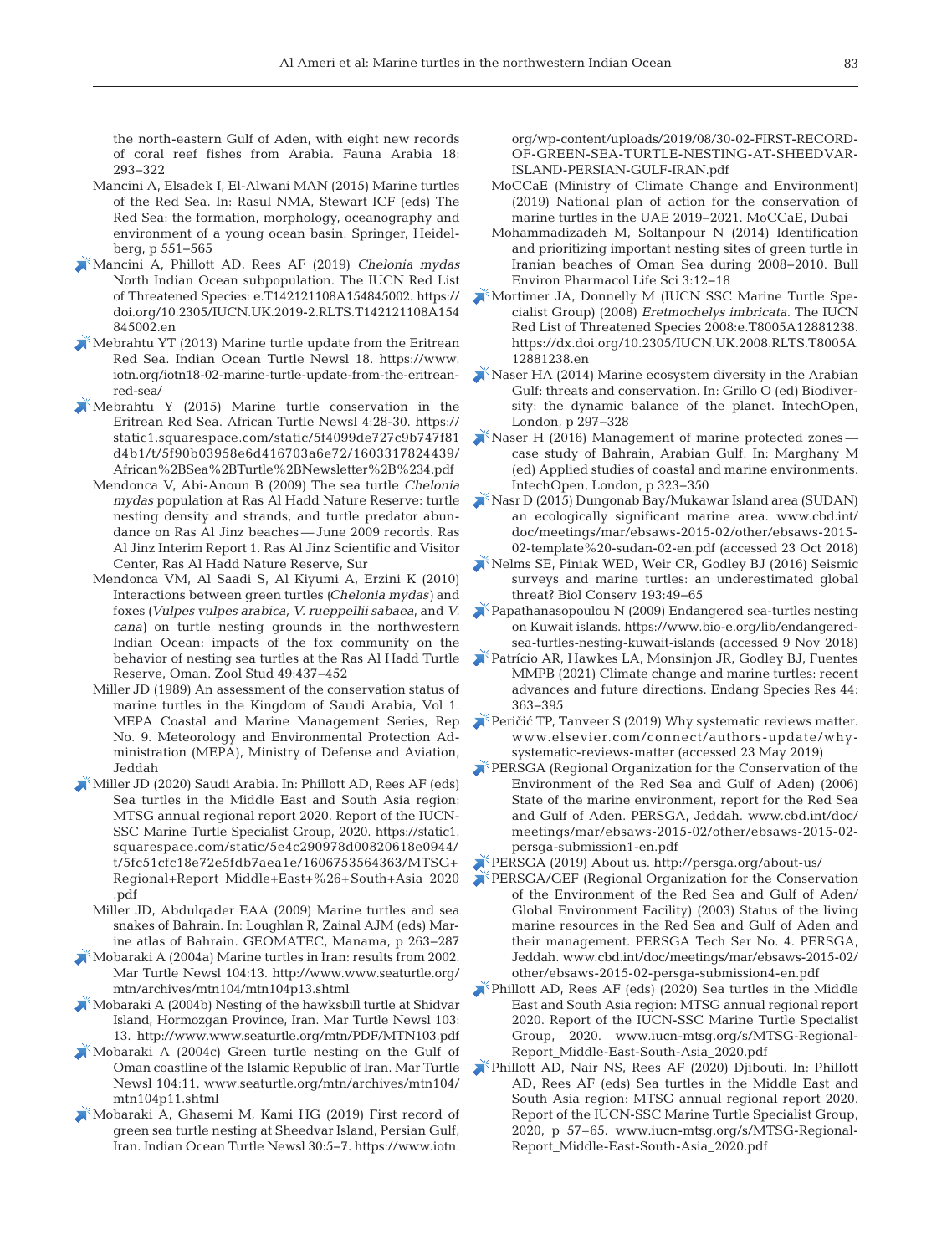the north-eastern Gulf of Aden, with eight new records of coral reef fishes from Arabia. Fauna Arabia 18: 293–322

Mancini A, Elsadek I, El-Alwani MAN (2015) Marine turtles of the Red Sea. In: Rasul NMA, Stewart ICF (eds) The Red Sea: the formation, morphology, oceanography and environment of a young ocean basin. Springer, Heidelberg, p 551–565

Mancini A, Phillott AD, Rees AF (2019) *Chelonia mydas* North Indian Ocean subpopulation. The IUCN Red List of Threatened Species: e.T142121108A154845002. https://doi.org/10.2305/IUCN.UK.2019-2.RLTS.T142121108A154845002.en

Mebrahtu YT (2013) Marine turtle update from the Eritrean Red Sea. Indian Ocean Turtle Newsl 18. https://www.iotn.org/iotn18-02-marine-turtle-update-from-the-eritrean-red-sea/

Mebrahtu Y (2015) Marine turtle conservation in the Eritrean Red Sea. African Turtle Newsl 4:28-30. https://static1.squarespace.com/static/5f4099de727c9b747f81d4b1/t/5f90b03958e6d416703a6e72/1603317824439/African%2BSea%2BTurtle%2BNewsletter%2B%234.pdf

Mendonca V, Abi-Anoun B (2009) The sea turtle *Chelonia mydas* population at Ras Al Hadd Nature Reserve: turtle nesting density and strands, and turtle predator abundance on Ras Al Jinz beaches — June 2009 records. Ras Al Jinz Interim Report 1. Ras Al Jinz Scientific and Visitor Center, Ras Al Hadd Nature Reserve, Sur

Mendonca VM, Al Saadi S, Al Kiyumi A, Erzini K (2010) Interactions between green turtles (*Chelonia mydas*) and foxes (*Vulpes vulpes arabica, V. rueppellii sabaea*, and *V. cana*) on turtle nesting grounds in the northwestern Indian Ocean: impacts of the fox community on the behavior of nesting sea turtles at the Ras Al Hadd Turtle Reserve, Oman. Zool Stud 49:437–452

Miller JD (1989) An assessment of the conservation status of marine turtles in the Kingdom of Saudi Arabia, Vol 1. MEPA Coastal and Marine Management Series, Rep No. 9. Meteorology and Environmental Protection Administration (MEPA), Ministry of Defense and Aviation, Jeddah

Miller JD (2020) Saudi Arabia. In: Phillott AD, Rees AF (eds) Sea turtles in the Middle East and South Asia region: MTSG annual regional report 2020. Report of the IUCN-SSC Marine Turtle Specialist Group, 2020. https://static1.squarespace.com/static/5e4c290978d00820618e0944/t/5fc51cfc18e72e5fdb7aea1e/1606753564363/MTSG+Regional+Report_Middle+East+%26+South+Asia_2020.pdf

Miller JD, Abdulqader EAA (2009) Marine turtles and sea snakes of Bahrain. In: Loughlan R, Zainal AJM (eds) Marine atlas of Bahrain. GEOMATEC, Manama, p 263–287

Mobaraki A (2004a) Marine turtles in Iran: results from 2002. Mar Turtle Newsl 104:13. http://www.www.seaturtle.org/mtn/archives/mtn104/mtn104p13.shtml

Mobaraki A (2004b) Nesting of the hawksbill turtle at Shidvar Island, Hormozgan Province, Iran. Mar Turtle Newsl 103: 13. http://www.seaturtle.org/mtn/PDF/MTN103.pdf

Mobaraki A (2004c) Green turtle nesting on the Gulf of Oman coastline of the Islamic Republic of Iran. Mar Turtle Newsl 104:11. www.seaturtle.org/mtn/archives/mtn104/mtn104p11.shtml

Mobaraki A, Ghasemi M, Kami HG (2019) First record of green sea turtle nesting at Sheedvar Island, Persian Gulf, Iran. Indian Ocean Turtle Newsl 30:5–7. https://www.iotn.org/wp-content/uploads/2019/08/30-02-FIRST-RECORD-OF-GREEN-SEA-TURTLE-NESTING-AT-SHEEDVAR-ISLAND-PERSIAN-GULF-IRAN.pdf

MoCCaE (Ministry of Climate Change and Environment) (2019) National plan of action for the conservation of marine turtles in the UAE 2019–2021. MoCCaE, Dubai

Mohammadizadeh M, Soltanpour N (2014) Identification and prioritizing important nesting sites of green turtle in Iranian beaches of Oman Sea during 2008–2010. Bull Environ Pharmacol Life Sci 3:12–18

Mortimer JA, Donnelly M (IUCN SSC Marine Turtle Specialist Group) (2008) *Eretmochelys imbricata*. The IUCN Red List of Threatened Species 2008:e.T8005A12881238. https://dx.doi.org/10.2305/IUCN.UK.2008.RLTS.T8005A12881238.en

Naser HA (2014) Marine ecosystem diversity in the Arabian Gulf: threats and conservation. In: Grillo O (ed) Biodiversity: the dynamic balance of the planet. IntechOpen, London, p 297–328

Naser H (2016) Management of marine protected zones — case study of Bahrain, Arabian Gulf. In: Marghany M (ed) Applied studies of coastal and marine environments. IntechOpen, London, p 323–350

Nasr D (2015) Dungonab Bay/Mukawar Island area (SUDAN) an ecologically significant marine area. www.cbd.int/doc/meetings/mar/ebsaws-2015-02/other/ebsaws-2015-02-template%20-sudan-02-en.pdf (accessed 23 Oct 2018)

Nelms SE, Piniak WED, Weir CR, Godley BJ (2016) Seismic surveys and marine turtles: an underestimated global threat? Biol Conserv 193:49–65

Papathanasopoulou N (2009) Endangered sea-turtles nesting on Kuwait islands. https://www.bio-e.org/lib/endangered-sea-turtles-nesting-kuwait-islands (accessed 9 Nov 2018)

Patrício AR, Hawkes LA, Monsinjon JR, Godley BJ, Fuentes MMPB (2021) Climate change and marine turtles: recent advances and future directions. Endang Species Res 44: 363–395

Peričić TP, Tanveer S (2019) Why systematic reviews matter. www.elsevier.com/connect/authors-update/why-systematic-reviews-matter (accessed 23 May 2019)

PERSGA (Regional Organization for the Conservation of the Environment of the Red Sea and Gulf of Aden) (2006) State of the marine environment, report for the Red Sea and Gulf of Aden. PERSGA, Jeddah. www.cbd.int/doc/meetings/mar/ebsaws-2015-02/other/ebsaws-2015-02-persga-submission1-en.pdf

PERSGA (2019) About us. http://persga.org/about-us/

PERSGA/GEF (Regional Organization for the Conservation of the Environment of the Red Sea and Gulf of Aden/Global Environment Facility) (2003) Status of the living marine resources in the Red Sea and Gulf of Aden and their management. PERSGA Tech Ser No. 4. PERSGA, Jeddah. www.cbd.int/doc/meetings/mar/ebsaws-2015-02/other/ebsaws-2015-02-persga-submission4-en.pdf

Phillott AD, Rees AF (eds) (2020) Sea turtles in the Middle East and South Asia region: MTSG annual regional report 2020. Report of the IUCN-SSC Marine Turtle Specialist Group, 2020. www.iucn-mtsg.org/s/MTSG-Regional-Report_Middle-East-South-Asia_2020.pdf

Phillott AD, Nair NS, Rees AF (2020) Djibouti. In: Phillott AD, Rees AF (eds) Sea turtles in the Middle East and South Asia region: MTSG annual regional report 2020. Report of the IUCN-SSC Marine Turtle Specialist Group, 2020, p 57–65. www.iucn-mtsg.org/s/MTSG-Regional-Report_Middle-East-South-Asia_2020.pdf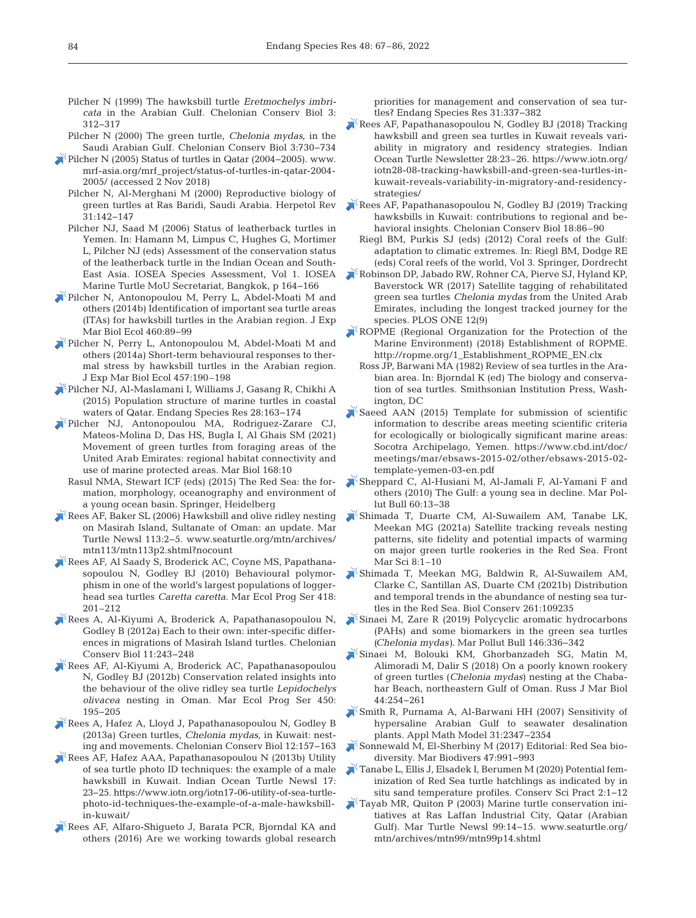Pilcher N (1999) The hawksbill turtle *Eretmochelys imbricata* in the Arabian Gulf. Chelonian Conserv Biol 3: 312–317

Pilcher N (2000) The green turtle, *Chelonia mydas*, in the Saudi Arabian Gulf. Chelonian Conserv Biol 3:730–734

Pilcher N (2005) Status of turtles in Qatar (2004–2005). www.mrf-asia.org/mrf_project/status-of-turtles-in-qatar-2004-2005/ (accessed 2 Nov 2018)

Pilcher N, Al-Merghani M (2000) Reproductive biology of green turtles at Ras Baridi, Saudi Arabia. Herpetol Rev 31:142–147

Pilcher NJ, Saad M (2006) Status of leatherback turtles in Yemen. In: Hamann M, Limpus C, Hughes G, Mortimer L, Pilcher NJ (eds) Assessment of the conservation status of the leatherback turtle in the Indian Ocean and South-East Asia. IOSEA Species Assessment, Vol 1. IOSEA Marine Turtle MoU Secretariat, Bangkok, p 164–166

Pilcher N, Antonopoulou M, Perry L, Abdel-Moati M and others (2014b) Identification of important sea turtle areas (ITAs) for hawksbill turtles in the Arabian region. J Exp Mar Biol Ecol 460:89–99

Pilcher N, Perry L, Antonopoulou M, Abdel-Moati M and others (2014a) Short-term behavioural responses to thermal stress by hawksbill turtles in the Arabian region. J Exp Mar Biol Ecol 457:190–198

Pilcher NJ, Al-Maslamani I, Williams J, Gasang R, Chikhi A (2015) Population structure of marine turtles in coastal waters of Qatar. Endang Species Res 28:163–174

Pilcher NJ, Antonopoulou MA, Rodriguez-Zarare CJ, Mateos-Molina D, Das HS, Bugla I, Al Ghais SM (2021) Movement of green turtles from foraging areas of the United Arab Emirates: regional habitat connectivity and use of marine protected areas. Mar Biol 168:10

Rasul NMA, Stewart ICF (eds) (2015) The Red Sea: the formation, morphology, oceanography and environment of a young ocean basin. Springer, Heidelberg

Rees AF, Baker SL (2006) Hawksbill and olive ridley nesting on Masirah Island, Sultanate of Oman: an update. Mar Turtle Newsl 113:2–5. www.seaturtle.org/mtn/archives/mtn113/mtn113p2.shtml?nocount

Rees AF, Al Saady S, Broderick AC, Coyne MS, Papathanasopoulou N, Godley BJ (2010) Behavioural polymorphism in one of the world's largest populations of loggerhead sea turtles *Caretta caretta*. Mar Ecol Prog Ser 418: 201–212

Rees A, Al-Kiyumi A, Broderick A, Papathanasopoulou N, Godley B (2012a) Each to their own: inter-specific differences in migrations of Masirah Island turtles. Chelonian Conserv Biol 11:243–248

Rees AF, Al-Kiyumi A, Broderick AC, Papathanasopoulou N, Godley BJ (2012b) Conservation related insights into the behaviour of the olive ridley sea turtle *Lepidochelys olivacea* nesting in Oman. Mar Ecol Prog Ser 450: 195–205

Rees A, Hafez A, Lloyd J, Papathanasopoulou N, Godley B (2013a) Green turtles, *Chelonia mydas*, in Kuwait: nesting and movements. Chelonian Conserv Biol 12:157–163

Rees AF, Hafez AAA, Papathanasopoulou N, Godley BJ (2013b) Utility of sea turtle photo ID techniques: the example of a male hawksbill in Kuwait. Indian Ocean Turtle Newsl 17: 23–25. https://www.iotn.org/iotn17-06-utility-of-sea-turtle-photo-id-techniques-the-example-of-a-male-hawksbill-in-kuwait/

Rees AF, Alfaro-Shigueto J, Barata PCR, Bjorndal KA and others (2016) Are we working towards global research priorities for management and conservation of sea turtles? Endang Species Res 31:337–382

Rees AF, Papathanasopoulou N, Godley BJ (2018) Tracking hawksbill and green sea turtles in Kuwait reveals variability in migratory and residency strategies. Indian Ocean Turtle Newsletter 28:23–26. https://www.iotn.org/iotn28-08-tracking-hawksbill-and-green-sea-turtles-in-kuwait-reveals-variability-in-migratory-and-residency-strategies/

Rees AF, Papathanasopoulou N, Godley BJ (2019) Tracking hawksbills in Kuwait: contributions to regional and behavioral insights. Chelonian Conserv Biol 18:86–90

Riegl BM, Purkis SJ (eds) (2012) Coral reefs of the Gulf: adaptation to climatic extremes. In: Riegl BM, Dodge RE (eds) Coral reefs of the world, Vol 3. Springer, Dordrecht

Robinson DP, Jabado RW, Rohner CA, Pierve SJ, Hyland KP, Baverstock WR (2017) Satellite tagging of rehabilitated green sea turtles *Chelonia mydas* from the United Arab Emirates, including the longest tracked journey for the species. PLOS ONE 12(9)

ROPME (Regional Organization for the Protection of the Marine Environment) (2018) Establishment of ROPME. http://ropme.org/1_Establishment_ROPME_EN.clx

Ross JP, Barwani MA (1982) Review of sea turtles in the Arabian area. In: Bjorndal K (ed) The biology and conservation of sea turtles. Smithsonian Institution Press, Washington, DC

Saeed AAN (2015) Template for submission of scientific information to describe areas meeting scientific criteria for ecologically or biologically significant marine areas: Socotra Archipelago, Yemen. https://www.cbd.int/doc/meetings/mar/ebsaws-2015-02/other/ebsaws-2015-02-template-yemen-03-en.pdf

Sheppard C, Al-Husiani M, Al-Jamali F, Al-Yamani F and others (2010) The Gulf: a young sea in decline. Mar Pollut Bull 60:13–38

Shimada T, Duarte CM, Al-Suwailem AM, Tanabe LK, Meekan MG (2021a) Satellite tracking reveals nesting patterns, site fidelity and potential impacts of warming on major green turtle rookeries in the Red Sea. Front Mar Sci 8:1–10

Shimada T, Meekan MG, Baldwin R, Al-Suwailem AM, Clarke C, Santillan AS, Duarte CM (2021b) Distribution and temporal trends in the abundance of nesting sea turtles in the Red Sea. Biol Conserv 261:109235

Sinaei M, Zare R (2019) Polycyclic aromatic hydrocarbons (PAHs) and some biomarkers in the green sea turtles (*Chelonia mydas*). Mar Pollut Bull 146:336–342

Sinaei M, Bolouki KM, Ghorbanzadeh SG, Matin M, Alimoradi M, Dalir S (2018) On a poorly known rookery of green turtles (*Chelonia mydas*) nesting at the Chabahar Beach, northeastern Gulf of Oman. Russ J Mar Biol 44:254–261

Smith R, Purnama A, Al-Barwani HH (2007) Sensitivity of hypersaline Arabian Gulf to seawater desalination plants. Appl Math Model 31:2347–2354

Sonnewald M, El-Sherbiny M (2017) Editorial: Red Sea biodiversity. Mar Biodivers 47:991–993

Tanabe L, Ellis J, Elsadek I, Berumen M (2020) Potential feminization of Red Sea turtle hatchlings as indicated by in situ sand temperature profiles. Conserv Sci Pract 2:1–12

Tayab MR, Quiton P (2003) Marine turtle conservation initiatives at Ras Laffan Industrial City, Qatar (Arabian Gulf). Mar Turtle Newsl 99:14–15. www.seaturtle.org/mtn/archives/mtn99/mtn99p14.shtml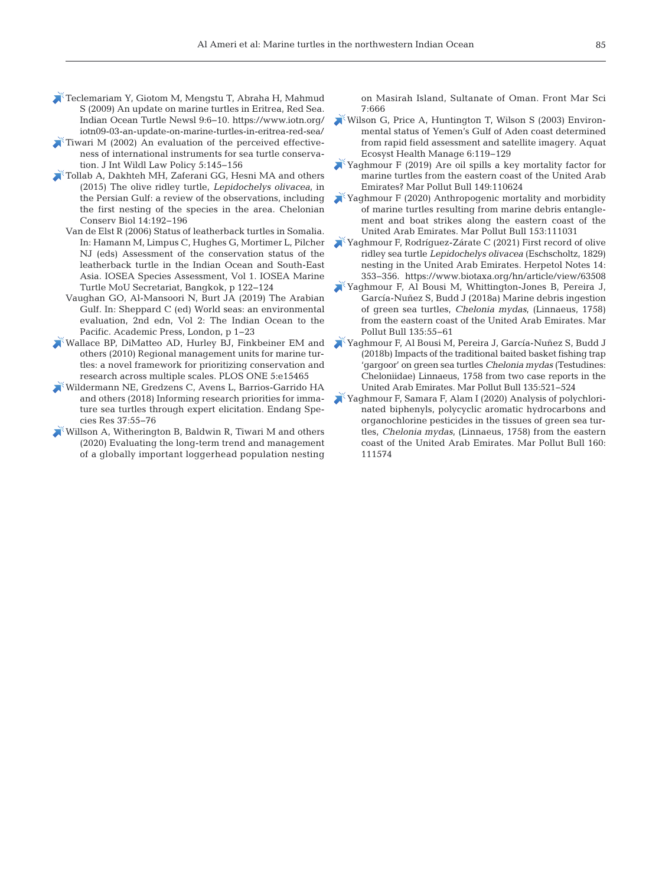Teclemariam Y, Giotom M, Mengstu T, Abraha H, Mahmud S (2009) An update on marine turtles in Eritrea, Red Sea. Indian Ocean Turtle Newsl 9:6−10. https://www.iotn.org/iotn09-03-an-update-on-marine-turtles-in-eritrea-red-sea/

Tiwari M (2002) An evaluation of the perceived effectiveness of international instruments for sea turtle conservation. J Int Wildl Law Policy 5:145−156

Tollab A, Dakhteh MH, Zaferani GG, Hesni MA and others (2015) The olive ridley turtle, *Lepidochelys olivacea*, in the Persian Gulf: a review of the observations, including the first nesting of the species in the area. Chelonian Conserv Biol 14:192−196

Van de Elst R (2006) Status of leatherback turtles in Somalia. In: Hamann M, Limpus C, Hughes G, Mortimer L, Pilcher NJ (eds) Assessment of the conservation status of the leatherback turtle in the Indian Ocean and South-East Asia. IOSEA Species Assessment, Vol 1. IOSEA Marine Turtle MoU Secretariat, Bangkok, p 122−124

Vaughan GO, Al-Mansoori N, Burt JA (2019) The Arabian Gulf. In: Sheppard C (ed) World seas: an environmental evaluation, 2nd edn, Vol 2: The Indian Ocean to the Pacific. Academic Press, London, p 1−23

Wallace BP, DiMatteo AD, Hurley BJ, Finkbeiner EM and others (2010) Regional management units for marine turtles: a novel framework for prioritizing conservation and research across multiple scales. PLOS ONE 5:e15465

Wildermann NE, Gredzens C, Avens L, Barrios-Garrido HA and others (2018) Informing research priorities for immature sea turtles through expert elicitation. Endang Species Res 37:55−76

Willson A, Witherington B, Baldwin R, Tiwari M and others (2020) Evaluating the long-term trend and management of a globally important loggerhead population nesting on Masirah Island, Sultanate of Oman. Front Mar Sci 7:666

Wilson G, Price A, Huntington T, Wilson S (2003) Environmental status of Yemen's Gulf of Aden coast determined from rapid field assessment and satellite imagery. Aquat Ecosyst Health Manage 6:119−129

Yaghmour F (2019) Are oil spills a key mortality factor for marine turtles from the eastern coast of the United Arab Emirates? Mar Pollut Bull 149:110624

Yaghmour F (2020) Anthropogenic mortality and morbidity of marine turtles resulting from marine debris entanglement and boat strikes along the eastern coast of the United Arab Emirates. Mar Pollut Bull 153:111031

Yaghmour F, Rodríguez-Zárate C (2021) First record of olive ridley sea turtle *Lepidochelys olivacea* (Eschscholtz, 1829) nesting in the United Arab Emirates. Herpetol Notes 14: 353−356. https://www.biotaxa.org/hn/article/view/63508

Yaghmour F, Al Bousi M, Whittington-Jones B, Pereira J, García-Nuñez S, Budd J (2018a) Marine debris ingestion of green sea turtles, *Chelonia mydas*, (Linnaeus, 1758) from the eastern coast of the United Arab Emirates. Mar Pollut Bull 135:55−61

Yaghmour F, Al Bousi M, Pereira J, García-Nuñez S, Budd J (2018b) Impacts of the traditional baited basket fishing trap 'gargoor' on green sea turtles *Chelonia mydas* (Testudines: Cheloniidae) Linnaeus, 1758 from two case reports in the United Arab Emirates. Mar Pollut Bull 135:521−524

Yaghmour F, Samara F, Alam I (2020) Analysis of polychlorinated biphenyls, polycyclic aromatic hydrocarbons and organochlorine pesticides in the tissues of green sea turtles, *Chelonia mydas*, (Linnaeus, 1758) from the eastern coast of the United Arab Emirates. Mar Pollut Bull 160: 111574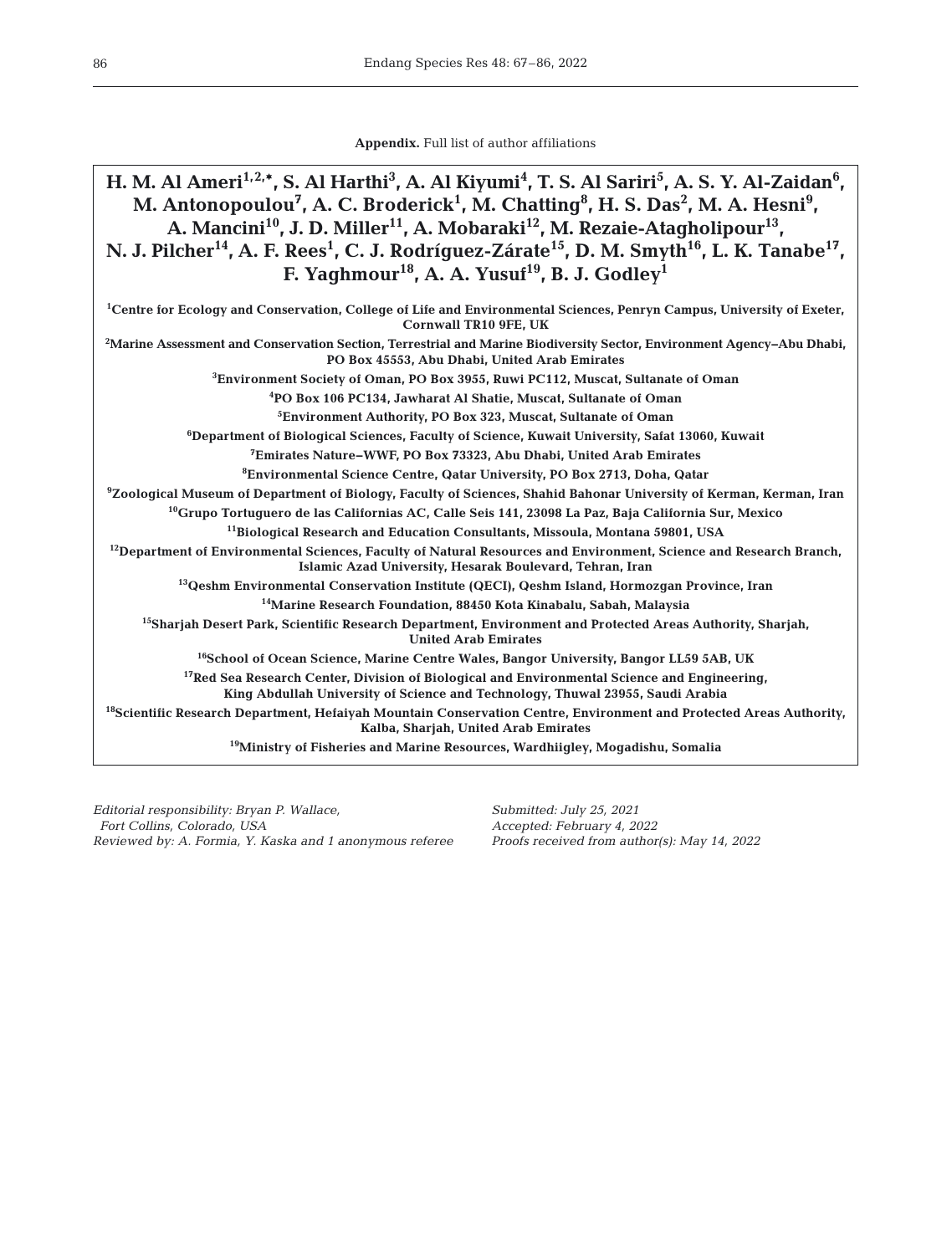**Appendix.** Full list of author affiliations

**H. M. Al Ameri[1,2,*], S. Al Harthi[3], A. Al Kiyumi[4], T. S. Al Sariri[5], A. S. Y. Al-Zaidan[6], M. Antonopoulou[7], A. C. Broderick[1], M. Chatting[8], H. S. Das[2], M. A. Hesni[9], A. Mancini[10], J. D. Miller[11], A. Mobaraki[12], M. Rezaie-Atagholipour[13], N. J. Pilcher[14], A. F. Rees[1], C. J. Rodríguez-Zárate[15], D. M. Smyth[16], L. K. Tanabe[17], F. Yaghmour[18], A. A. Yusuf[19], B. J. Godley[1]**

[1]Centre for Ecology and Conservation, College of Life and Environmental Sciences, Penryn Campus, University of Exeter, Cornwall TR10 9FE, UK

[2]Marine Assessment and Conservation Section, Terrestrial and Marine Biodiversity Sector, Environment Agency–Abu Dhabi, PO Box 45553, Abu Dhabi, United Arab Emirates

[3]Environment Society of Oman, PO Box 3955, Ruwi PC112, Muscat, Sultanate of Oman

[4]PO Box 106 PC134, Jawharat Al Shatie, Muscat, Sultanate of Oman

[5]Environment Authority, PO Box 323, Muscat, Sultanate of Oman

[6]Department of Biological Sciences, Faculty of Science, Kuwait University, Safat 13060, Kuwait

[7]Emirates Nature–WWF, PO Box 73323, Abu Dhabi, United Arab Emirates

[8]Environmental Science Centre, Qatar University, PO Box 2713, Doha, Qatar

[9]Zoological Museum of Department of Biology, Faculty of Sciences, Shahid Bahonar University of Kerman, Kerman, Iran

[10]Grupo Tortuguero de las Californias AC, Calle Seis 141, 23098 La Paz, Baja California Sur, Mexico

[11]Biological Research and Education Consultants, Missoula, Montana 59801, USA

[12]Department of Environmental Sciences, Faculty of Natural Resources and Environment, Science and Research Branch, Islamic Azad University, Hesarak Boulevard, Tehran, Iran

[13]Qeshm Environmental Conservation Institute (QECI), Qeshm Island, Hormozgan Province, Iran

[14]Marine Research Foundation, 88450 Kota Kinabalu, Sabah, Malaysia

[15]Sharjah Desert Park, Scientific Research Department, Environment and Protected Areas Authority, Sharjah, United Arab Emirates

[16]School of Ocean Science, Marine Centre Wales, Bangor University, Bangor LL59 5AB, UK

[17]Red Sea Research Center, Division of Biological and Environmental Science and Engineering, King Abdullah University of Science and Technology, Thuwal 23955, Saudi Arabia

[18]Scientific Research Department, Hefaiyah Mountain Conservation Centre, Environment and Protected Areas Authority, Kalba, Sharjah, United Arab Emirates

[19]Ministry of Fisheries and Marine Resources, Wardhiigley, Mogadishu, Somalia

*Editorial responsibility: Bryan P. Wallace, Fort Collins, Colorado, USA*
*Reviewed by: A. Formia, Y. Kaska and 1 anonymous referee*

*Submitted: July 25, 2021*
*Accepted: February 4, 2022*
*Proofs received from author(s): May 14, 2022*